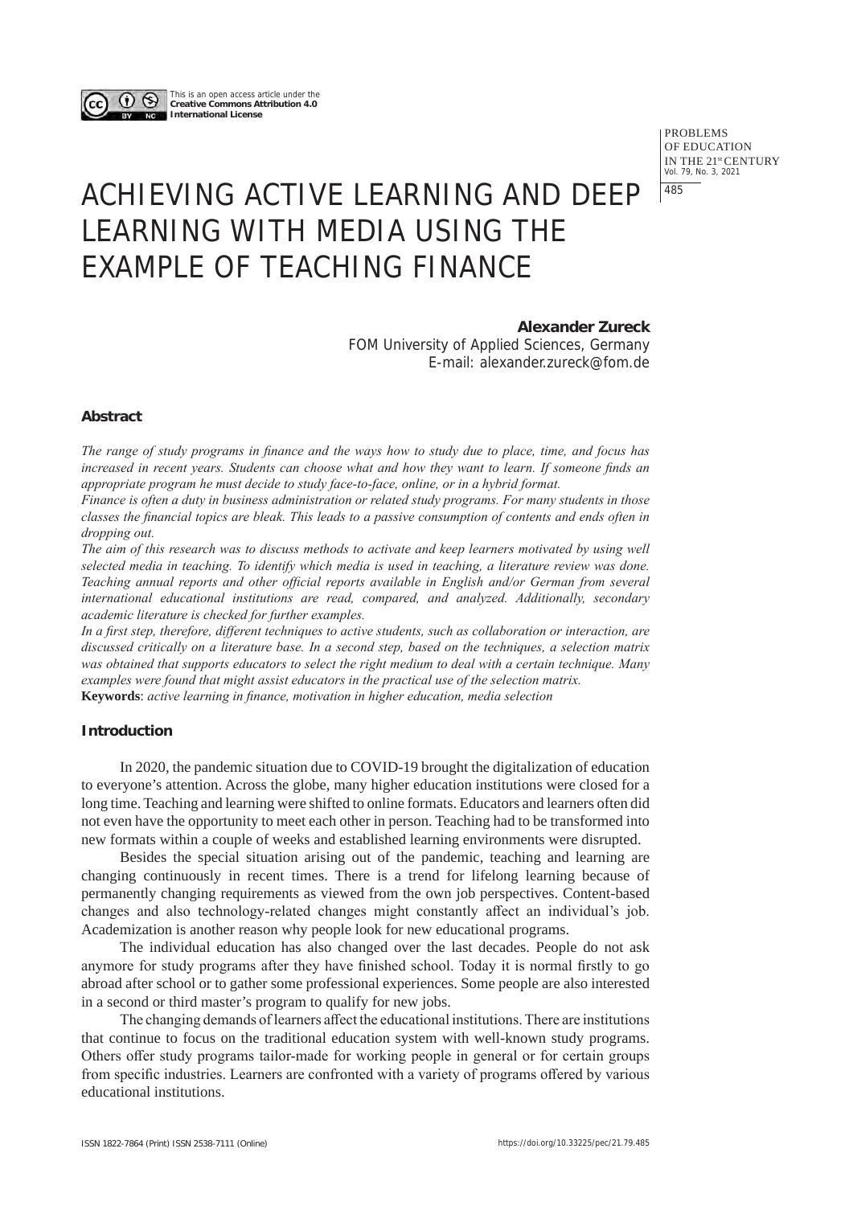This is an open access article under the **Creative Commons Attribution 4.0 International License**

# ACHIEVING ACTIVE LEARNING AND DEEP LEARNING WITH MEDIA USING THE EXAMPLE OF TEACHING FINANCE

**Alexander Zureck**
FOM University of Applied Sciences, Germany
E-mail: alexander.zureck@fom.de

### Abstract

*The range of study programs in finance and the ways how to study due to place, time, and focus has increased in recent years. Students can choose what and how they want to learn. If someone finds an appropriate program he must decide to study face-to-face, online, or in a hybrid format.*

*Finance is often a duty in business administration or related study programs. For many students in those classes the financial topics are bleak. This leads to a passive consumption of contents and ends often in dropping out.*

*The aim of this research was to discuss methods to activate and keep learners motivated by using well selected media in teaching. To identify which media is used in teaching, a literature review was done. Teaching annual reports and other official reports available in English and/or German from several international educational institutions are read, compared, and analyzed. Additionally, secondary academic literature is checked for further examples.*

*In a first step, therefore, different techniques to active students, such as collaboration or interaction, are discussed critically on a literature base. In a second step, based on the techniques, a selection matrix was obtained that supports educators to select the right medium to deal with a certain technique. Many examples were found that might assist educators in the practical use of the selection matrix.*

**Keywords**: *active learning in finance, motivation in higher education, media selection*

### Introduction

In 2020, the pandemic situation due to COVID-19 brought the digitalization of education to everyone's attention. Across the globe, many higher education institutions were closed for a long time. Teaching and learning were shifted to online formats. Educators and learners often did not even have the opportunity to meet each other in person. Teaching had to be transformed into new formats within a couple of weeks and established learning environments were disrupted.

Besides the special situation arising out of the pandemic, teaching and learning are changing continuously in recent times. There is a trend for lifelong learning because of permanently changing requirements as viewed from the own job perspectives. Content-based changes and also technology-related changes might constantly affect an individual's job. Academization is another reason why people look for new educational programs.

The individual education has also changed over the last decades. People do not ask anymore for study programs after they have finished school. Today it is normal firstly to go abroad after school or to gather some professional experiences. Some people are also interested in a second or third master's program to qualify for new jobs.

The changing demands of learners affect the educational institutions. There are institutions that continue to focus on the traditional education system with well-known study programs. Others offer study programs tailor-made for working people in general or for certain groups from specific industries. Learners are confronted with a variety of programs offered by various educational institutions.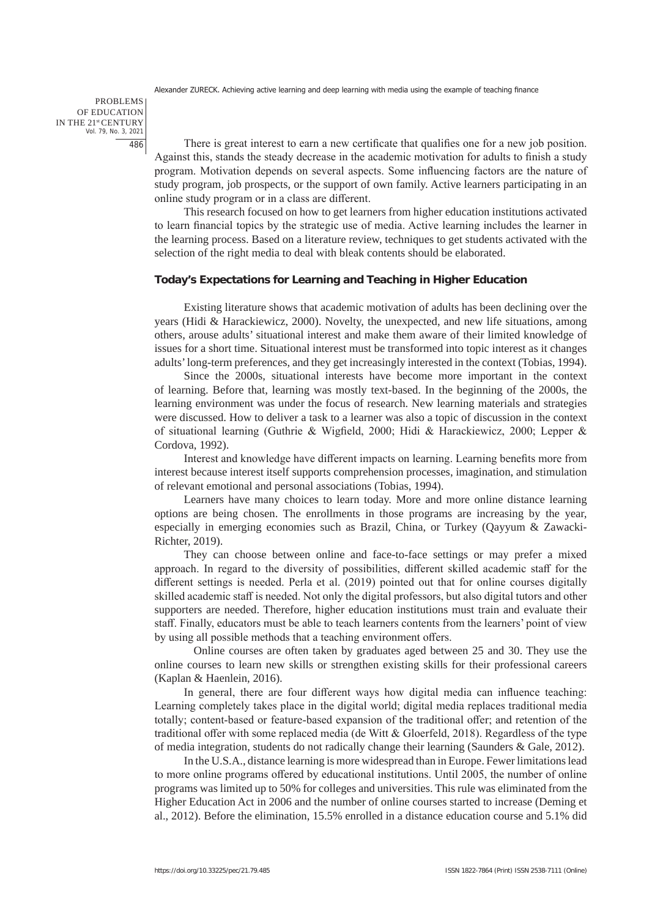There is great interest to earn a new certificate that qualifies one for a new job position. Against this, stands the steady decrease in the academic motivation for adults to finish a study program. Motivation depends on several aspects. Some influencing factors are the nature of study program, job prospects, or the support of own family. Active learners participating in an online study program or in a class are different.

This research focused on how to get learners from higher education institutions activated to learn financial topics by the strategic use of media. Active learning includes the learner in the learning process. Based on a literature review, techniques to get students activated with the selection of the right media to deal with bleak contents should be elaborated.

## Today's Expectations for Learning and Teaching in Higher Education

Existing literature shows that academic motivation of adults has been declining over the years (Hidi & Harackiewicz, 2000). Novelty, the unexpected, and new life situations, among others, arouse adults' situational interest and make them aware of their limited knowledge of issues for a short time. Situational interest must be transformed into topic interest as it changes adults' long-term preferences, and they get increasingly interested in the context (Tobias, 1994).

Since the 2000s, situational interests have become more important in the context of learning. Before that, learning was mostly text-based. In the beginning of the 2000s, the learning environment was under the focus of research. New learning materials and strategies were discussed. How to deliver a task to a learner was also a topic of discussion in the context of situational learning (Guthrie & Wigfield, 2000; Hidi & Harackiewicz, 2000; Lepper & Cordova, 1992).

Interest and knowledge have different impacts on learning. Learning benefits more from interest because interest itself supports comprehension processes, imagination, and stimulation of relevant emotional and personal associations (Tobias, 1994).

Learners have many choices to learn today. More and more online distance learning options are being chosen. The enrollments in those programs are increasing by the year, especially in emerging economies such as Brazil, China, or Turkey (Qayyum & Zawacki-Richter, 2019).

They can choose between online and face-to-face settings or may prefer a mixed approach. In regard to the diversity of possibilities, different skilled academic staff for the different settings is needed. Perla et al. (2019) pointed out that for online courses digitally skilled academic staff is needed. Not only the digital professors, but also digital tutors and other supporters are needed. Therefore, higher education institutions must train and evaluate their staff. Finally, educators must be able to teach learners contents from the learners' point of view by using all possible methods that a teaching environment offers.

Online courses are often taken by graduates aged between 25 and 30. They use the online courses to learn new skills or strengthen existing skills for their professional careers (Kaplan & Haenlein, 2016).

In general, there are four different ways how digital media can influence teaching: Learning completely takes place in the digital world; digital media replaces traditional media totally; content-based or feature-based expansion of the traditional offer; and retention of the traditional offer with some replaced media (de Witt & Gloerfeld, 2018). Regardless of the type of media integration, students do not radically change their learning (Saunders & Gale, 2012).

In the U.S.A., distance learning is more widespread than in Europe. Fewer limitations lead to more online programs offered by educational institutions. Until 2005, the number of online programs was limited up to 50% for colleges and universities. This rule was eliminated from the Higher Education Act in 2006 and the number of online courses started to increase (Deming et al., 2012). Before the elimination, 15.5% enrolled in a distance education course and 5.1% did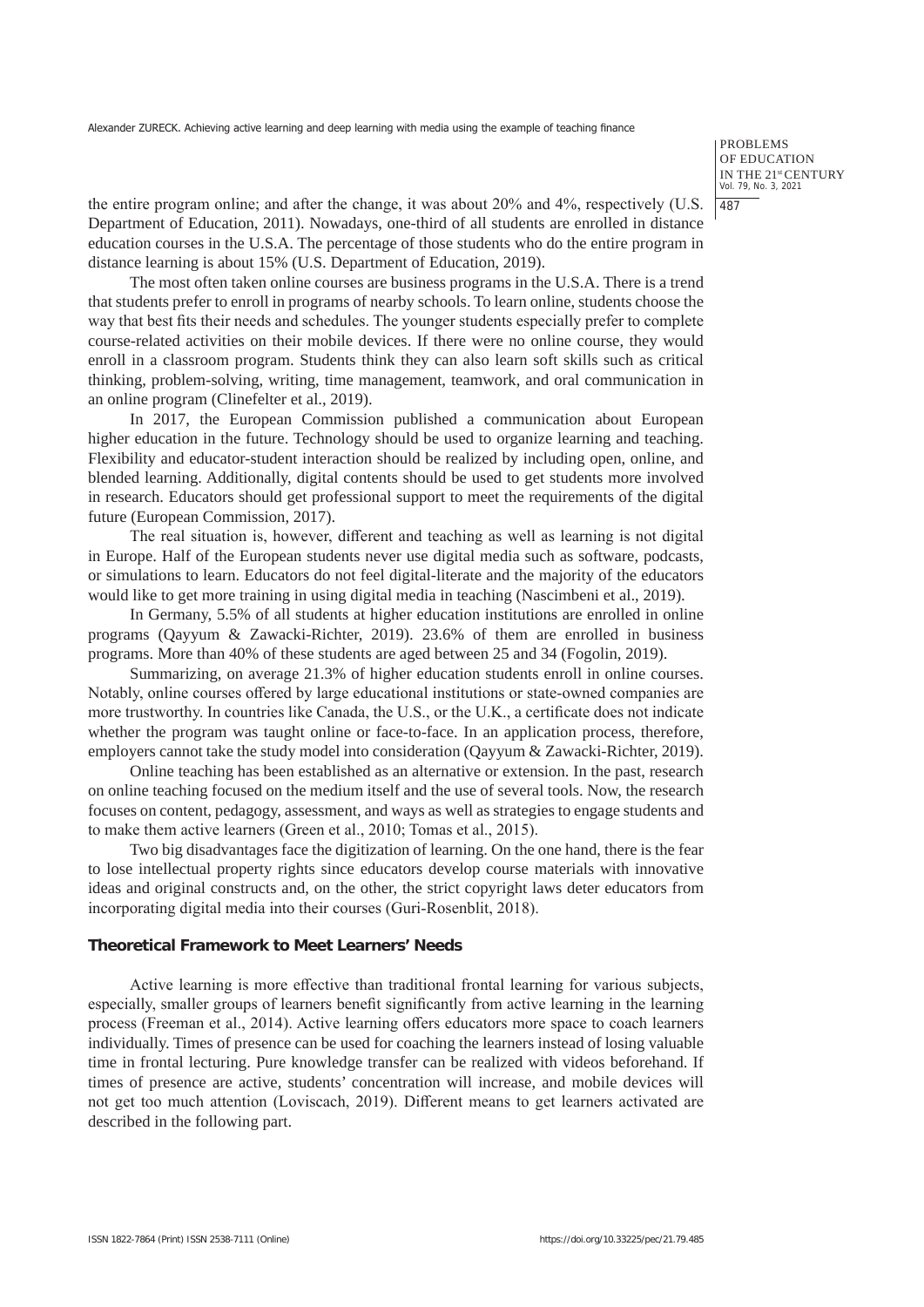the entire program online; and after the change, it was about 20% and 4%, respectively (U.S. Department of Education, 2011). Nowadays, one-third of all students are enrolled in distance education courses in the U.S.A. The percentage of those students who do the entire program in distance learning is about 15% (U.S. Department of Education, 2019).

The most often taken online courses are business programs in the U.S.A. There is a trend that students prefer to enroll in programs of nearby schools. To learn online, students choose the way that best fits their needs and schedules. The younger students especially prefer to complete course-related activities on their mobile devices. If there were no online course, they would enroll in a classroom program. Students think they can also learn soft skills such as critical thinking, problem-solving, writing, time management, teamwork, and oral communication in an online program (Clinefelter et al., 2019).

In 2017, the European Commission published a communication about European higher education in the future. Technology should be used to organize learning and teaching. Flexibility and educator-student interaction should be realized by including open, online, and blended learning. Additionally, digital contents should be used to get students more involved in research. Educators should get professional support to meet the requirements of the digital future (European Commission, 2017).

The real situation is, however, different and teaching as well as learning is not digital in Europe. Half of the European students never use digital media such as software, podcasts, or simulations to learn. Educators do not feel digital-literate and the majority of the educators would like to get more training in using digital media in teaching (Nascimbeni et al., 2019).

In Germany, 5.5% of all students at higher education institutions are enrolled in online programs (Qayyum & Zawacki-Richter, 2019). 23.6% of them are enrolled in business programs. More than 40% of these students are aged between 25 and 34 (Fogolin, 2019).

Summarizing, on average 21.3% of higher education students enroll in online courses. Notably, online courses offered by large educational institutions or state-owned companies are more trustworthy. In countries like Canada, the U.S., or the U.K., a certificate does not indicate whether the program was taught online or face-to-face. In an application process, therefore, employers cannot take the study model into consideration (Qayyum & Zawacki-Richter, 2019).

Online teaching has been established as an alternative or extension. In the past, research on online teaching focused on the medium itself and the use of several tools. Now, the research focuses on content, pedagogy, assessment, and ways as well as strategies to engage students and to make them active learners (Green et al., 2010; Tomas et al., 2015).

Two big disadvantages face the digitization of learning. On the one hand, there is the fear to lose intellectual property rights since educators develop course materials with innovative ideas and original constructs and, on the other, the strict copyright laws deter educators from incorporating digital media into their courses (Guri-Rosenblit, 2018).

## Theoretical Framework to Meet Learners' Needs

Active learning is more effective than traditional frontal learning for various subjects, especially, smaller groups of learners benefit significantly from active learning in the learning process (Freeman et al., 2014). Active learning offers educators more space to coach learners individually. Times of presence can be used for coaching the learners instead of losing valuable time in frontal lecturing. Pure knowledge transfer can be realized with videos beforehand. If times of presence are active, students' concentration will increase, and mobile devices will not get too much attention (Loviscach, 2019). Different means to get learners activated are described in the following part.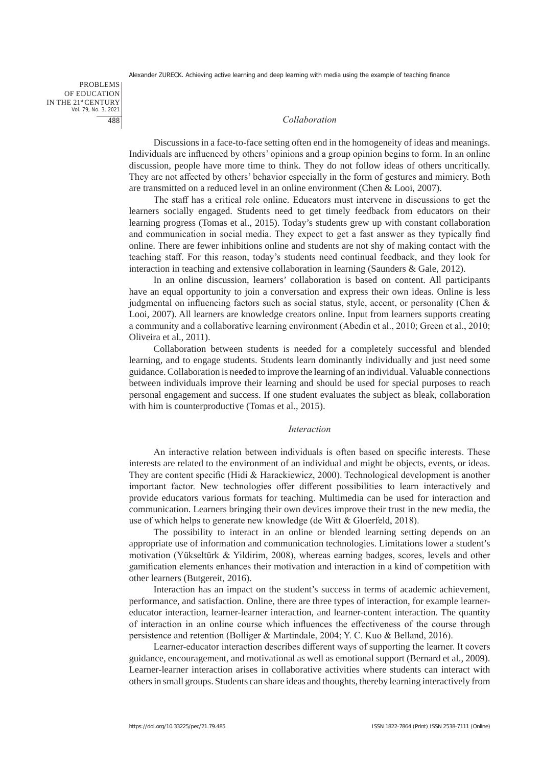### *Collaboration*

Discussions in a face-to-face setting often end in the homogeneity of ideas and meanings. Individuals are influenced by others' opinions and a group opinion begins to form. In an online discussion, people have more time to think. They do not follow ideas of others uncritically. They are not affected by others' behavior especially in the form of gestures and mimicry. Both are transmitted on a reduced level in an online environment (Chen & Looi, 2007).

The staff has a critical role online. Educators must intervene in discussions to get the learners socially engaged. Students need to get timely feedback from educators on their learning progress (Tomas et al., 2015). Today's students grew up with constant collaboration and communication in social media. They expect to get a fast answer as they typically find online. There are fewer inhibitions online and students are not shy of making contact with the teaching staff. For this reason, today's students need continual feedback, and they look for interaction in teaching and extensive collaboration in learning (Saunders & Gale, 2012).

In an online discussion, learners' collaboration is based on content. All participants have an equal opportunity to join a conversation and express their own ideas. Online is less judgmental on influencing factors such as social status, style, accent, or personality (Chen & Looi, 2007). All learners are knowledge creators online. Input from learners supports creating a community and a collaborative learning environment (Abedin et al., 2010; Green et al., 2010; Oliveira et al., 2011).

Collaboration between students is needed for a completely successful and blended learning, and to engage students. Students learn dominantly individually and just need some guidance. Collaboration is needed to improve the learning of an individual. Valuable connections between individuals improve their learning and should be used for special purposes to reach personal engagement and success. If one student evaluates the subject as bleak, collaboration with him is counterproductive (Tomas et al., 2015).

### *Interaction*

An interactive relation between individuals is often based on specific interests. These interests are related to the environment of an individual and might be objects, events, or ideas. They are content specific (Hidi & Harackiewicz, 2000). Technological development is another important factor. New technologies offer different possibilities to learn interactively and provide educators various formats for teaching. Multimedia can be used for interaction and communication. Learners bringing their own devices improve their trust in the new media, the use of which helps to generate new knowledge (de Witt & Gloerfeld, 2018).

The possibility to interact in an online or blended learning setting depends on an appropriate use of information and communication technologies. Limitations lower a student's motivation (Yükseltürk & Yildirim, 2008), whereas earning badges, scores, levels and other gamification elements enhances their motivation and interaction in a kind of competition with other learners (Butgereit, 2016).

Interaction has an impact on the student's success in terms of academic achievement, performance, and satisfaction. Online, there are three types of interaction, for example learner-educator interaction, learner-learner interaction, and learner-content interaction. The quantity of interaction in an online course which influences the effectiveness of the course through persistence and retention (Bolliger & Martindale, 2004; Y. C. Kuo & Belland, 2016).

Learner-educator interaction describes different ways of supporting the learner. It covers guidance, encouragement, and motivational as well as emotional support (Bernard et al., 2009). Learner-learner interaction arises in collaborative activities where students can interact with others in small groups. Students can share ideas and thoughts, thereby learning interactively from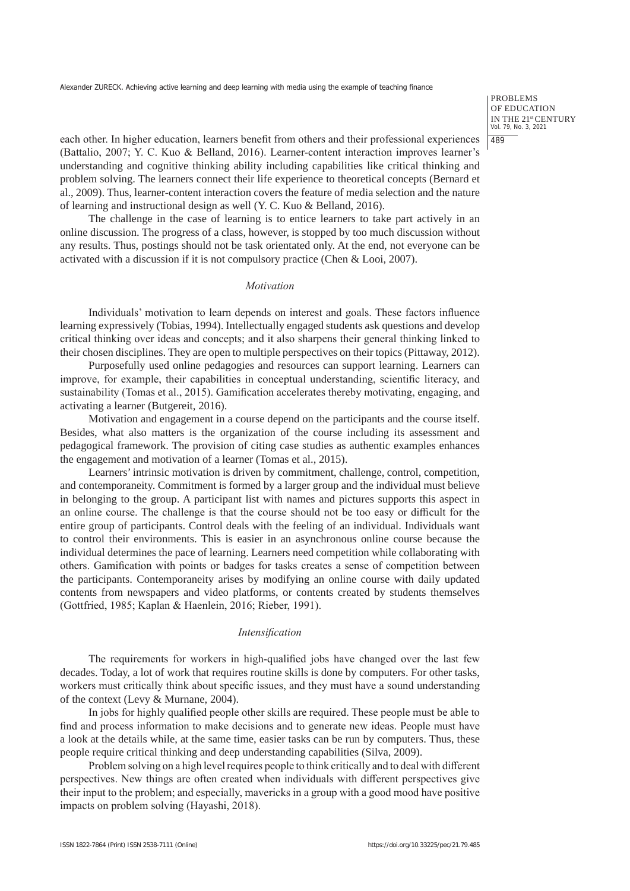each other. In higher education, learners benefit from others and their professional experiences (Battalio, 2007; Y. C. Kuo & Belland, 2016). Learner-content interaction improves learner's understanding and cognitive thinking ability including capabilities like critical thinking and problem solving. The learners connect their life experience to theoretical concepts (Bernard et al., 2009). Thus, learner-content interaction covers the feature of media selection and the nature of learning and instructional design as well (Y. C. Kuo & Belland, 2016).

The challenge in the case of learning is to entice learners to take part actively in an online discussion. The progress of a class, however, is stopped by too much discussion without any results. Thus, postings should not be task orientated only. At the end, not everyone can be activated with a discussion if it is not compulsory practice (Chen & Looi, 2007).

### *Motivation*

Individuals' motivation to learn depends on interest and goals. These factors influence learning expressively (Tobias, 1994). Intellectually engaged students ask questions and develop critical thinking over ideas and concepts; and it also sharpens their general thinking linked to their chosen disciplines. They are open to multiple perspectives on their topics (Pittaway, 2012).

Purposefully used online pedagogies and resources can support learning. Learners can improve, for example, their capabilities in conceptual understanding, scientific literacy, and sustainability (Tomas et al., 2015). Gamification accelerates thereby motivating, engaging, and activating a learner (Butgereit, 2016).

Motivation and engagement in a course depend on the participants and the course itself. Besides, what also matters is the organization of the course including its assessment and pedagogical framework. The provision of citing case studies as authentic examples enhances the engagement and motivation of a learner (Tomas et al., 2015).

Learners' intrinsic motivation is driven by commitment, challenge, control, competition, and contemporaneity. Commitment is formed by a larger group and the individual must believe in belonging to the group. A participant list with names and pictures supports this aspect in an online course. The challenge is that the course should not be too easy or difficult for the entire group of participants. Control deals with the feeling of an individual. Individuals want to control their environments. This is easier in an asynchronous online course because the individual determines the pace of learning. Learners need competition while collaborating with others. Gamification with points or badges for tasks creates a sense of competition between the participants. Contemporaneity arises by modifying an online course with daily updated contents from newspapers and video platforms, or contents created by students themselves (Gottfried, 1985; Kaplan & Haenlein, 2016; Rieber, 1991).

### *Intensification*

The requirements for workers in high-qualified jobs have changed over the last few decades. Today, a lot of work that requires routine skills is done by computers. For other tasks, workers must critically think about specific issues, and they must have a sound understanding of the context (Levy & Murnane, 2004).

In jobs for highly qualified people other skills are required. These people must be able to find and process information to make decisions and to generate new ideas. People must have a look at the details while, at the same time, easier tasks can be run by computers. Thus, these people require critical thinking and deep understanding capabilities (Silva, 2009).

Problem solving on a high level requires people to think critically and to deal with different perspectives. New things are often created when individuals with different perspectives give their input to the problem; and especially, mavericks in a group with a good mood have positive impacts on problem solving (Hayashi, 2018).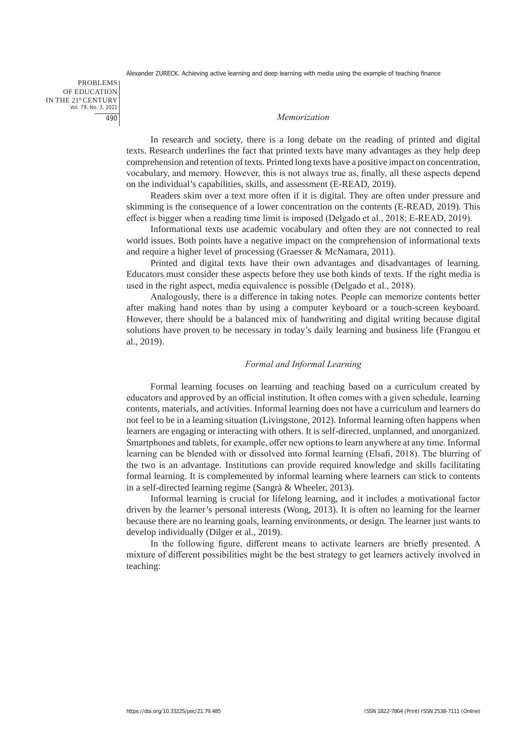### *Memorization*

In research and society, there is a long debate on the reading of printed and digital texts. Research underlines the fact that printed texts have many advantages as they help deep comprehension and retention of texts. Printed long texts have a positive impact on concentration, vocabulary, and memory. However, this is not always true as, finally, all these aspects depend on the individual's capabilities, skills, and assessment (E-READ, 2019).

Readers skim over a text more often if it is digital. They are often under pressure and skimming is the consequence of a lower concentration on the contents (E-READ, 2019). This effect is bigger when a reading time limit is imposed (Delgado et al., 2018; E-READ, 2019).

Informational texts use academic vocabulary and often they are not connected to real world issues. Both points have a negative impact on the comprehension of informational texts and require a higher level of processing (Graesser & McNamara, 2011).

Printed and digital texts have their own advantages and disadvantages of learning. Educators must consider these aspects before they use both kinds of texts. If the right media is used in the right aspect, media equivalence is possible (Delgado et al., 2018).

Analogously, there is a difference in taking notes. People can memorize contents better after making hand notes than by using a computer keyboard or a touch-screen keyboard. However, there should be a balanced mix of handwriting and digital writing because digital solutions have proven to be necessary in today's daily learning and business life (Frangou et al., 2019).

### *Formal and Informal Learning*

Formal learning focuses on learning and teaching based on a curriculum created by educators and approved by an official institution. It often comes with a given schedule, learning contents, materials, and activities. Informal learning does not have a curriculum and learners do not feel to be in a learning situation (Livingstone, 2012). Informal learning often happens when learners are engaging or interacting with others. It is self-directed, unplanned, and unorganized. Smartphones and tablets, for example, offer new options to learn anywhere at any time. Informal learning can be blended with or dissolved into formal learning (Elsafi, 2018). The blurring of the two is an advantage. Institutions can provide required knowledge and skills facilitating formal learning. It is complemented by informal learning where learners can stick to contents in a self-directed learning regime (Sangrà & Wheeler, 2013).

Informal learning is crucial for lifelong learning, and it includes a motivational factor driven by the learner's personal interests (Wong, 2013). It is often no learning for the learner because there are no learning goals, learning environments, or design. The learner just wants to develop individually (Dilger et al., 2019).

In the following figure, different means to activate learners are briefly presented. A mixture of different possibilities might be the best strategy to get learners actively involved in teaching: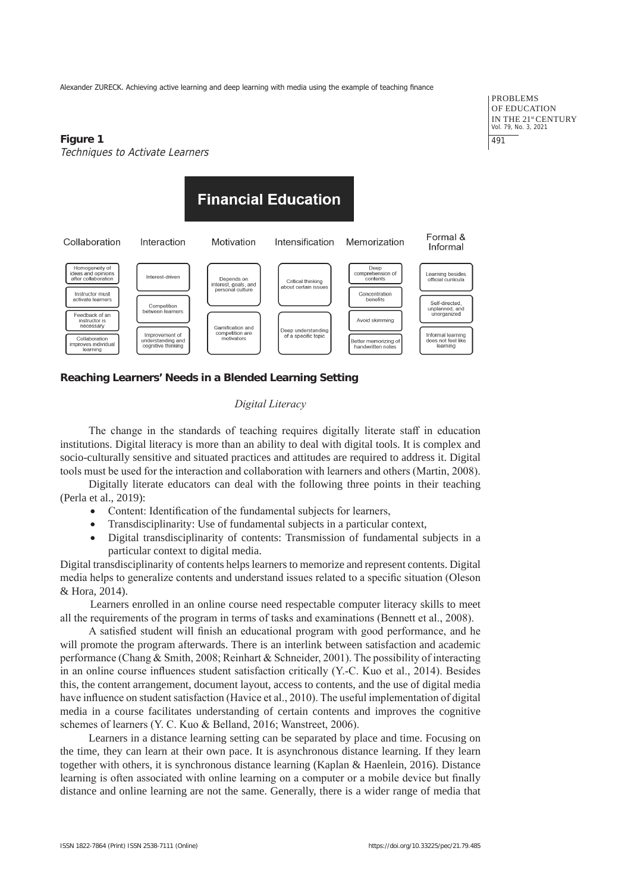**Figure 1**

*Techniques to Activate Learners*

| Financial Education | | | | | |
|---|---|---|---|---|---|
| Collaboration | Interaction | Motivation | Intensification | Memorization | Formal & Informal |
| Homogeneity of ideas and opinions after collaboration | Interest-driven | Depends on interest, goals, and personal culture | Critical thinking about certain issues | Deep comprehension of contents | Learning besides official curricula |
| Instructor must activate learners | Competition between learners | Gamification and competition are motivators | Deep understanding of a specific topic | Concentration benefits | Self-directed, unplanned, and unorganized |
| Feedback of an instructor is necessary | Improvement of understanding and cognitive thinking | | | Avoid skimming | Informal learning does not feel like learning |
| Collaboration improves individual learning | | | | Better memorizing of handwritten notes | |

## Reaching Learners' Needs in a Blended Learning Setting

### *Digital Literacy*

The change in the standards of teaching requires digitally literate staff in education institutions. Digital literacy is more than an ability to deal with digital tools. It is complex and socio-culturally sensitive and situated practices and attitudes are required to address it. Digital tools must be used for the interaction and collaboration with learners and others (Martin, 2008).

Digitally literate educators can deal with the following three points in their teaching (Perla et al., 2019):

- Content: Identification of the fundamental subjects for learners,
- Transdisciplinarity: Use of fundamental subjects in a particular context,
- Digital transdisciplinarity of contents: Transmission of fundamental subjects in a particular context to digital media.

Digital transdisciplinarity of contents helps learners to memorize and represent contents. Digital media helps to generalize contents and understand issues related to a specific situation (Oleson & Hora, 2014).

Learners enrolled in an online course need respectable computer literacy skills to meet all the requirements of the program in terms of tasks and examinations (Bennett et al., 2008).

A satisfied student will finish an educational program with good performance, and he will promote the program afterwards. There is an interlink between satisfaction and academic performance (Chang & Smith, 2008; Reinhart & Schneider, 2001). The possibility of interacting in an online course influences student satisfaction critically (Y.-C. Kuo et al., 2014). Besides this, the content arrangement, document layout, access to contents, and the use of digital media have influence on student satisfaction (Havice et al., 2010). The useful implementation of digital media in a course facilitates understanding of certain contents and improves the cognitive schemes of learners (Y. C. Kuo & Belland, 2016; Wanstreet, 2006).

Learners in a distance learning setting can be separated by place and time. Focusing on the time, they can learn at their own pace. It is asynchronous distance learning. If they learn together with others, it is synchronous distance learning (Kaplan & Haenlein, 2016). Distance learning is often associated with online learning on a computer or a mobile device but finally distance and online learning are not the same. Generally, there is a wider range of media that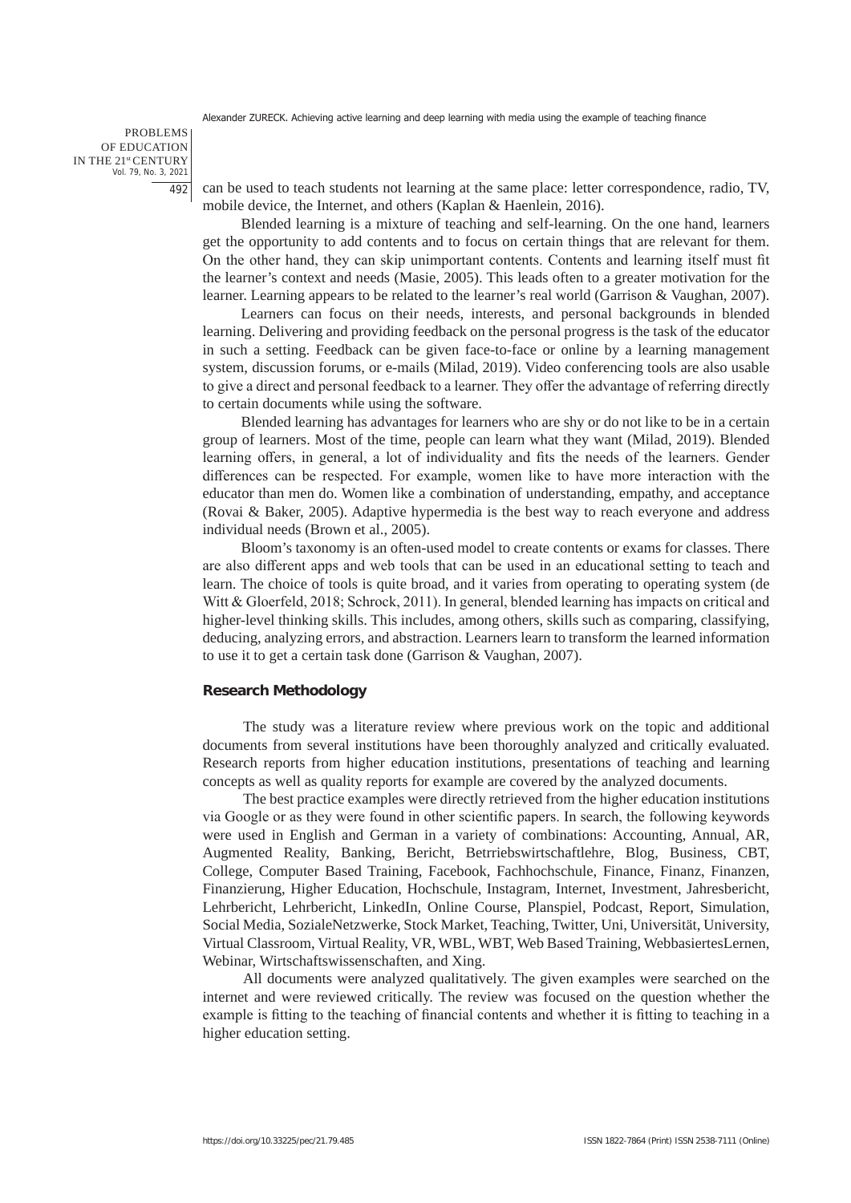can be used to teach students not learning at the same place: letter correspondence, radio, TV, mobile device, the Internet, and others (Kaplan & Haenlein, 2016).

Blended learning is a mixture of teaching and self-learning. On the one hand, learners get the opportunity to add contents and to focus on certain things that are relevant for them. On the other hand, they can skip unimportant contents. Contents and learning itself must fit the learner's context and needs (Masie, 2005). This leads often to a greater motivation for the learner. Learning appears to be related to the learner's real world (Garrison & Vaughan, 2007).

Learners can focus on their needs, interests, and personal backgrounds in blended learning. Delivering and providing feedback on the personal progress is the task of the educator in such a setting. Feedback can be given face-to-face or online by a learning management system, discussion forums, or e-mails (Milad, 2019). Video conferencing tools are also usable to give a direct and personal feedback to a learner. They offer the advantage of referring directly to certain documents while using the software.

Blended learning has advantages for learners who are shy or do not like to be in a certain group of learners. Most of the time, people can learn what they want (Milad, 2019). Blended learning offers, in general, a lot of individuality and fits the needs of the learners. Gender differences can be respected. For example, women like to have more interaction with the educator than men do. Women like a combination of understanding, empathy, and acceptance (Rovai & Baker, 2005). Adaptive hypermedia is the best way to reach everyone and address individual needs (Brown et al., 2005).

Bloom's taxonomy is an often-used model to create contents or exams for classes. There are also different apps and web tools that can be used in an educational setting to teach and learn. The choice of tools is quite broad, and it varies from operating to operating system (de Witt & Gloerfeld, 2018; Schrock, 2011). In general, blended learning has impacts on critical and higher-level thinking skills. This includes, among others, skills such as comparing, classifying, deducing, analyzing errors, and abstraction. Learners learn to transform the learned information to use it to get a certain task done (Garrison & Vaughan, 2007).

## Research Methodology

The study was a literature review where previous work on the topic and additional documents from several institutions have been thoroughly analyzed and critically evaluated. Research reports from higher education institutions, presentations of teaching and learning concepts as well as quality reports for example are covered by the analyzed documents.

The best practice examples were directly retrieved from the higher education institutions via Google or as they were found in other scientific papers. In search, the following keywords were used in English and German in a variety of combinations: Accounting, Annual, AR, Augmented Reality, Banking, Bericht, Betrriebswirtschaftlehre, Blog, Business, CBT, College, Computer Based Training, Facebook, Fachhochschule, Finance, Finanz, Finanzen, Finanzierung, Higher Education, Hochschule, Instagram, Internet, Investment, Jahresbericht, Lehrbericht, Lehrbericht, LinkedIn, Online Course, Planspiel, Podcast, Report, Simulation, Social Media, SozialeNetzwerke, Stock Market, Teaching, Twitter, Uni, Universität, University, Virtual Classroom, Virtual Reality, VR, WBL, WBT, Web Based Training, WebbasiertesLernen, Webinar, Wirtschaftswissenschaften, and Xing.

All documents were analyzed qualitatively. The given examples were searched on the internet and were reviewed critically. The review was focused on the question whether the example is fitting to the teaching of financial contents and whether it is fitting to teaching in a higher education setting.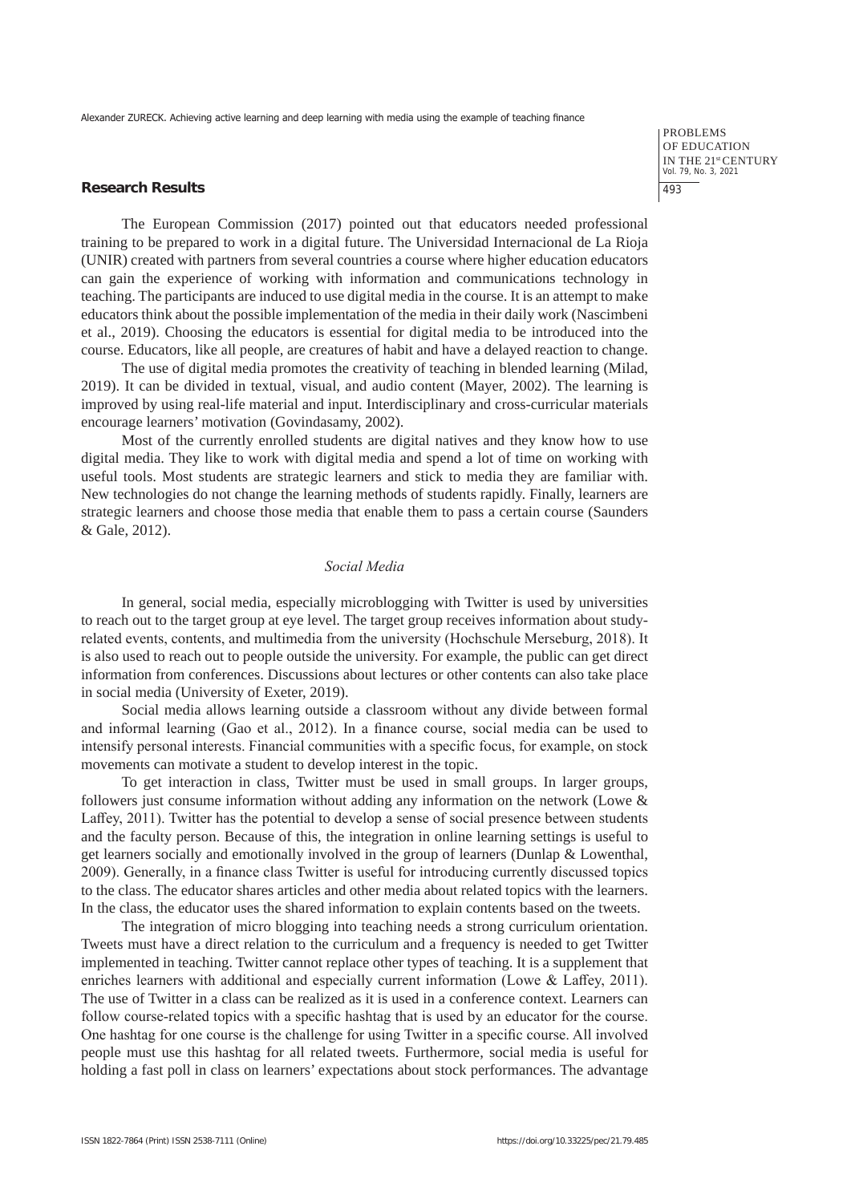## Research Results

The European Commission (2017) pointed out that educators needed professional training to be prepared to work in a digital future. The Universidad Internacional de La Rioja (UNIR) created with partners from several countries a course where higher education educators can gain the experience of working with information and communications technology in teaching. The participants are induced to use digital media in the course. It is an attempt to make educators think about the possible implementation of the media in their daily work (Nascimbeni et al., 2019). Choosing the educators is essential for digital media to be introduced into the course. Educators, like all people, are creatures of habit and have a delayed reaction to change.

The use of digital media promotes the creativity of teaching in blended learning (Milad, 2019). It can be divided in textual, visual, and audio content (Mayer, 2002). The learning is improved by using real-life material and input. Interdisciplinary and cross-curricular materials encourage learners' motivation (Govindasamy, 2002).

Most of the currently enrolled students are digital natives and they know how to use digital media. They like to work with digital media and spend a lot of time on working with useful tools. Most students are strategic learners and stick to media they are familiar with. New technologies do not change the learning methods of students rapidly. Finally, learners are strategic learners and choose those media that enable them to pass a certain course (Saunders & Gale, 2012).

### *Social Media*

In general, social media, especially microblogging with Twitter is used by universities to reach out to the target group at eye level. The target group receives information about study-related events, contents, and multimedia from the university (Hochschule Merseburg, 2018). It is also used to reach out to people outside the university. For example, the public can get direct information from conferences. Discussions about lectures or other contents can also take place in social media (University of Exeter, 2019).

Social media allows learning outside a classroom without any divide between formal and informal learning (Gao et al., 2012). In a finance course, social media can be used to intensify personal interests. Financial communities with a specific focus, for example, on stock movements can motivate a student to develop interest in the topic.

To get interaction in class, Twitter must be used in small groups. In larger groups, followers just consume information without adding any information on the network (Lowe & Laffey, 2011). Twitter has the potential to develop a sense of social presence between students and the faculty person. Because of this, the integration in online learning settings is useful to get learners socially and emotionally involved in the group of learners (Dunlap & Lowenthal, 2009). Generally, in a finance class Twitter is useful for introducing currently discussed topics to the class. The educator shares articles and other media about related topics with the learners. In the class, the educator uses the shared information to explain contents based on the tweets.

The integration of micro blogging into teaching needs a strong curriculum orientation. Tweets must have a direct relation to the curriculum and a frequency is needed to get Twitter implemented in teaching. Twitter cannot replace other types of teaching. It is a supplement that enriches learners with additional and especially current information (Lowe & Laffey, 2011). The use of Twitter in a class can be realized as it is used in a conference context. Learners can follow course-related topics with a specific hashtag that is used by an educator for the course. One hashtag for one course is the challenge for using Twitter in a specific course. All involved people must use this hashtag for all related tweets. Furthermore, social media is useful for holding a fast poll in class on learners' expectations about stock performances. The advantage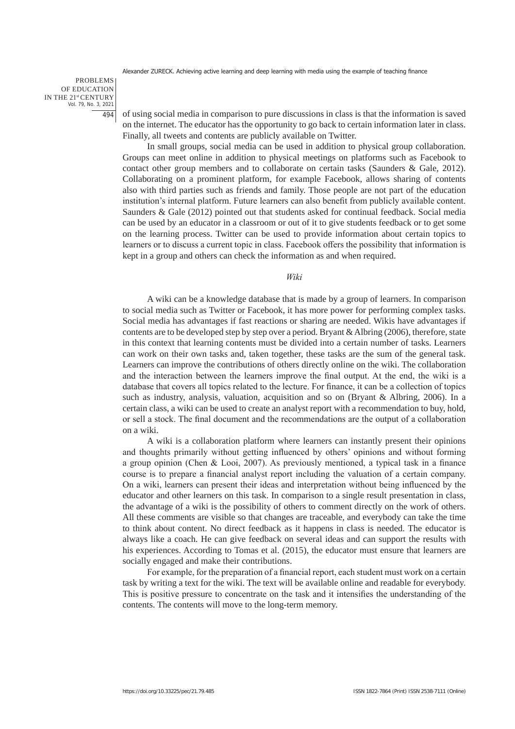of using social media in comparison to pure discussions in class is that the information is saved on the internet. The educator has the opportunity to go back to certain information later in class. Finally, all tweets and contents are publicly available on Twitter.

In small groups, social media can be used in addition to physical group collaboration. Groups can meet online in addition to physical meetings on platforms such as Facebook to contact other group members and to collaborate on certain tasks (Saunders & Gale, 2012). Collaborating on a prominent platform, for example Facebook, allows sharing of contents also with third parties such as friends and family. Those people are not part of the education institution's internal platform. Future learners can also benefit from publicly available content. Saunders & Gale (2012) pointed out that students asked for continual feedback. Social media can be used by an educator in a classroom or out of it to give students feedback or to get some on the learning process. Twitter can be used to provide information about certain topics to learners or to discuss a current topic in class. Facebook offers the possibility that information is kept in a group and others can check the information as and when required.

### *Wiki*

A wiki can be a knowledge database that is made by a group of learners. In comparison to social media such as Twitter or Facebook, it has more power for performing complex tasks. Social media has advantages if fast reactions or sharing are needed. Wikis have advantages if contents are to be developed step by step over a period. Bryant & Albring (2006), therefore, state in this context that learning contents must be divided into a certain number of tasks. Learners can work on their own tasks and, taken together, these tasks are the sum of the general task. Learners can improve the contributions of others directly online on the wiki. The collaboration and the interaction between the learners improve the final output. At the end, the wiki is a database that covers all topics related to the lecture. For finance, it can be a collection of topics such as industry, analysis, valuation, acquisition and so on (Bryant & Albring, 2006). In a certain class, a wiki can be used to create an analyst report with a recommendation to buy, hold, or sell a stock. The final document and the recommendations are the output of a collaboration on a wiki.

A wiki is a collaboration platform where learners can instantly present their opinions and thoughts primarily without getting influenced by others' opinions and without forming a group opinion (Chen & Looi, 2007). As previously mentioned, a typical task in a finance course is to prepare a financial analyst report including the valuation of a certain company. On a wiki, learners can present their ideas and interpretation without being influenced by the educator and other learners on this task. In comparison to a single result presentation in class, the advantage of a wiki is the possibility of others to comment directly on the work of others. All these comments are visible so that changes are traceable, and everybody can take the time to think about content. No direct feedback as it happens in class is needed. The educator is always like a coach. He can give feedback on several ideas and can support the results with his experiences. According to Tomas et al. (2015), the educator must ensure that learners are socially engaged and make their contributions.

For example, for the preparation of a financial report, each student must work on a certain task by writing a text for the wiki. The text will be available online and readable for everybody. This is positive pressure to concentrate on the task and it intensifies the understanding of the contents. The contents will move to the long-term memory.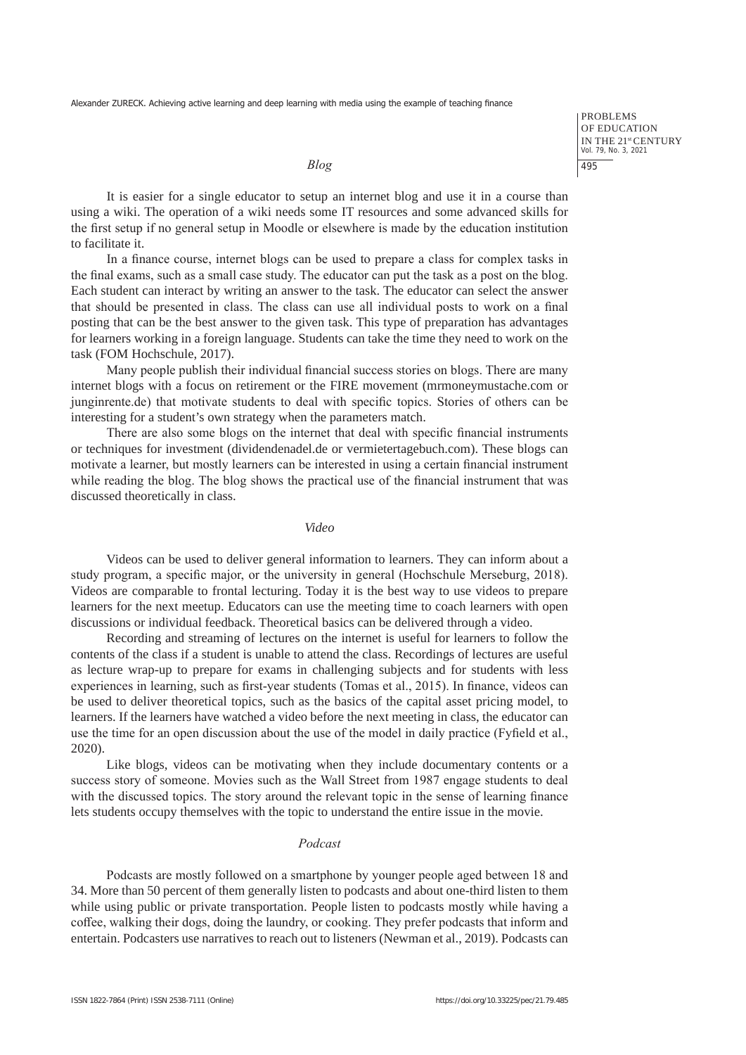### *Blog*

It is easier for a single educator to setup an internet blog and use it in a course than using a wiki. The operation of a wiki needs some IT resources and some advanced skills for the first setup if no general setup in Moodle or elsewhere is made by the education institution to facilitate it.

In a finance course, internet blogs can be used to prepare a class for complex tasks in the final exams, such as a small case study. The educator can put the task as a post on the blog. Each student can interact by writing an answer to the task. The educator can select the answer that should be presented in class. The class can use all individual posts to work on a final posting that can be the best answer to the given task. This type of preparation has advantages for learners working in a foreign language. Students can take the time they need to work on the task (FOM Hochschule, 2017).

Many people publish their individual financial success stories on blogs. There are many internet blogs with a focus on retirement or the FIRE movement (mrmoneymustache.com or junginrente.de) that motivate students to deal with specific topics. Stories of others can be interesting for a student's own strategy when the parameters match.

There are also some blogs on the internet that deal with specific financial instruments or techniques for investment (dividendenadel.de or vermietertagebuch.com). These blogs can motivate a learner, but mostly learners can be interested in using a certain financial instrument while reading the blog. The blog shows the practical use of the financial instrument that was discussed theoretically in class.

### *Video*

Videos can be used to deliver general information to learners. They can inform about a study program, a specific major, or the university in general (Hochschule Merseburg, 2018). Videos are comparable to frontal lecturing. Today it is the best way to use videos to prepare learners for the next meetup. Educators can use the meeting time to coach learners with open discussions or individual feedback. Theoretical basics can be delivered through a video.

Recording and streaming of lectures on the internet is useful for learners to follow the contents of the class if a student is unable to attend the class. Recordings of lectures are useful as lecture wrap-up to prepare for exams in challenging subjects and for students with less experiences in learning, such as first-year students (Tomas et al., 2015). In finance, videos can be used to deliver theoretical topics, such as the basics of the capital asset pricing model, to learners. If the learners have watched a video before the next meeting in class, the educator can use the time for an open discussion about the use of the model in daily practice (Fyfield et al., 2020).

Like blogs, videos can be motivating when they include documentary contents or a success story of someone. Movies such as the Wall Street from 1987 engage students to deal with the discussed topics. The story around the relevant topic in the sense of learning finance lets students occupy themselves with the topic to understand the entire issue in the movie.

### *Podcast*

Podcasts are mostly followed on a smartphone by younger people aged between 18 and 34. More than 50 percent of them generally listen to podcasts and about one-third listen to them while using public or private transportation. People listen to podcasts mostly while having a coffee, walking their dogs, doing the laundry, or cooking. They prefer podcasts that inform and entertain. Podcasters use narratives to reach out to listeners (Newman et al., 2019). Podcasts can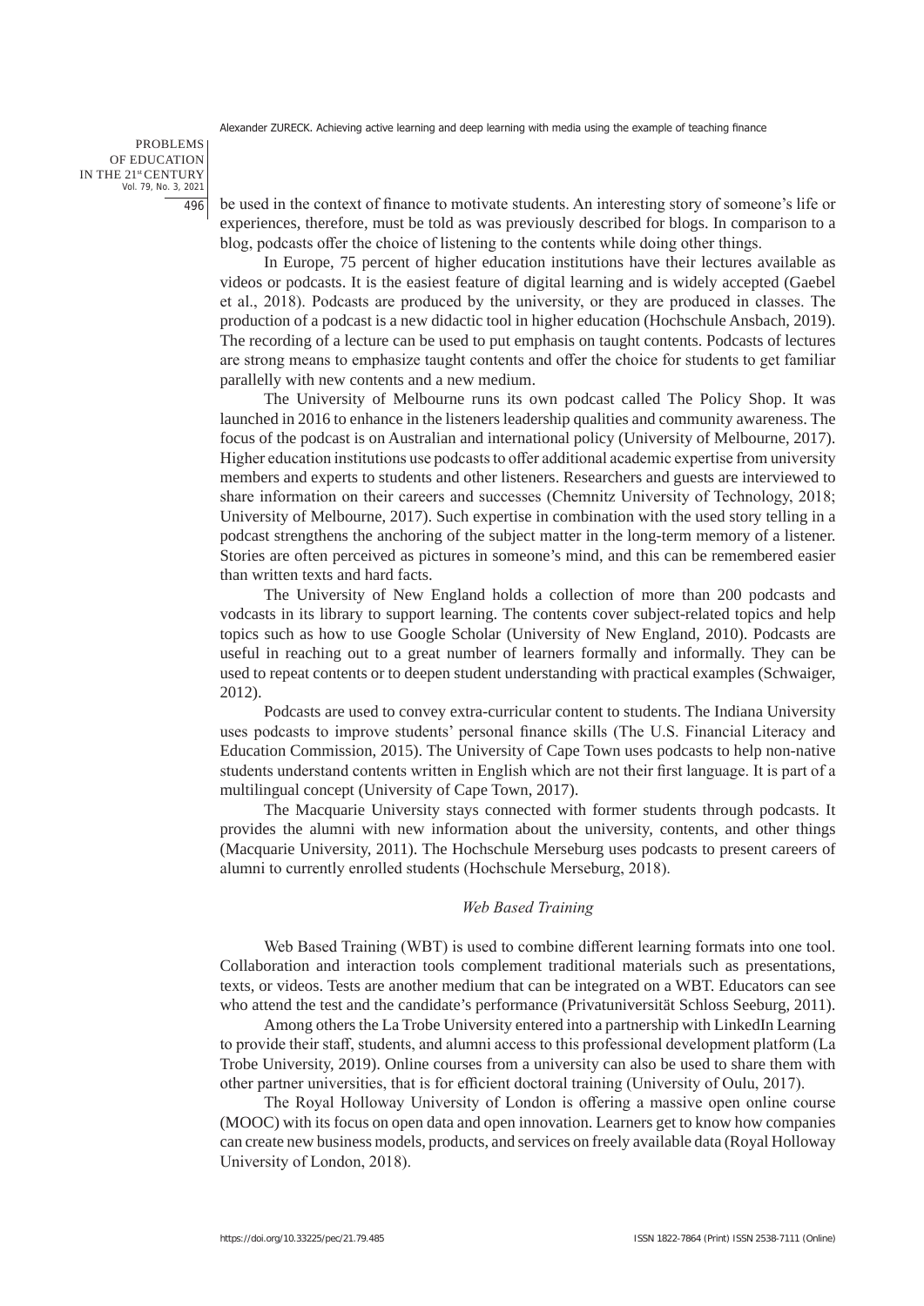be used in the context of finance to motivate students. An interesting story of someone's life or experiences, therefore, must be told as was previously described for blogs. In comparison to a blog, podcasts offer the choice of listening to the contents while doing other things.

In Europe, 75 percent of higher education institutions have their lectures available as videos or podcasts. It is the easiest feature of digital learning and is widely accepted (Gaebel et al., 2018). Podcasts are produced by the university, or they are produced in classes. The production of a podcast is a new didactic tool in higher education (Hochschule Ansbach, 2019). The recording of a lecture can be used to put emphasis on taught contents. Podcasts of lectures are strong means to emphasize taught contents and offer the choice for students to get familiar parallelly with new contents and a new medium.

The University of Melbourne runs its own podcast called The Policy Shop. It was launched in 2016 to enhance in the listeners leadership qualities and community awareness. The focus of the podcast is on Australian and international policy (University of Melbourne, 2017). Higher education institutions use podcasts to offer additional academic expertise from university members and experts to students and other listeners. Researchers and guests are interviewed to share information on their careers and successes (Chemnitz University of Technology, 2018; University of Melbourne, 2017). Such expertise in combination with the used story telling in a podcast strengthens the anchoring of the subject matter in the long-term memory of a listener. Stories are often perceived as pictures in someone's mind, and this can be remembered easier than written texts and hard facts.

The University of New England holds a collection of more than 200 podcasts and vodcasts in its library to support learning. The contents cover subject-related topics and help topics such as how to use Google Scholar (University of New England, 2010). Podcasts are useful in reaching out to a great number of learners formally and informally. They can be used to repeat contents or to deepen student understanding with practical examples (Schwaiger, 2012).

Podcasts are used to convey extra-curricular content to students. The Indiana University uses podcasts to improve students' personal finance skills (The U.S. Financial Literacy and Education Commission, 2015). The University of Cape Town uses podcasts to help non-native students understand contents written in English which are not their first language. It is part of a multilingual concept (University of Cape Town, 2017).

The Macquarie University stays connected with former students through podcasts. It provides the alumni with new information about the university, contents, and other things (Macquarie University, 2011). The Hochschule Merseburg uses podcasts to present careers of alumni to currently enrolled students (Hochschule Merseburg, 2018).

### *Web Based Training*

Web Based Training (WBT) is used to combine different learning formats into one tool. Collaboration and interaction tools complement traditional materials such as presentations, texts, or videos. Tests are another medium that can be integrated on a WBT. Educators can see who attend the test and the candidate's performance (Privatuniversität Schloss Seeburg, 2011).

Among others the La Trobe University entered into a partnership with LinkedIn Learning to provide their staff, students, and alumni access to this professional development platform (La Trobe University, 2019). Online courses from a university can also be used to share them with other partner universities, that is for efficient doctoral training (University of Oulu, 2017).

The Royal Holloway University of London is offering a massive open online course (MOOC) with its focus on open data and open innovation. Learners get to know how companies can create new business models, products, and services on freely available data (Royal Holloway University of London, 2018).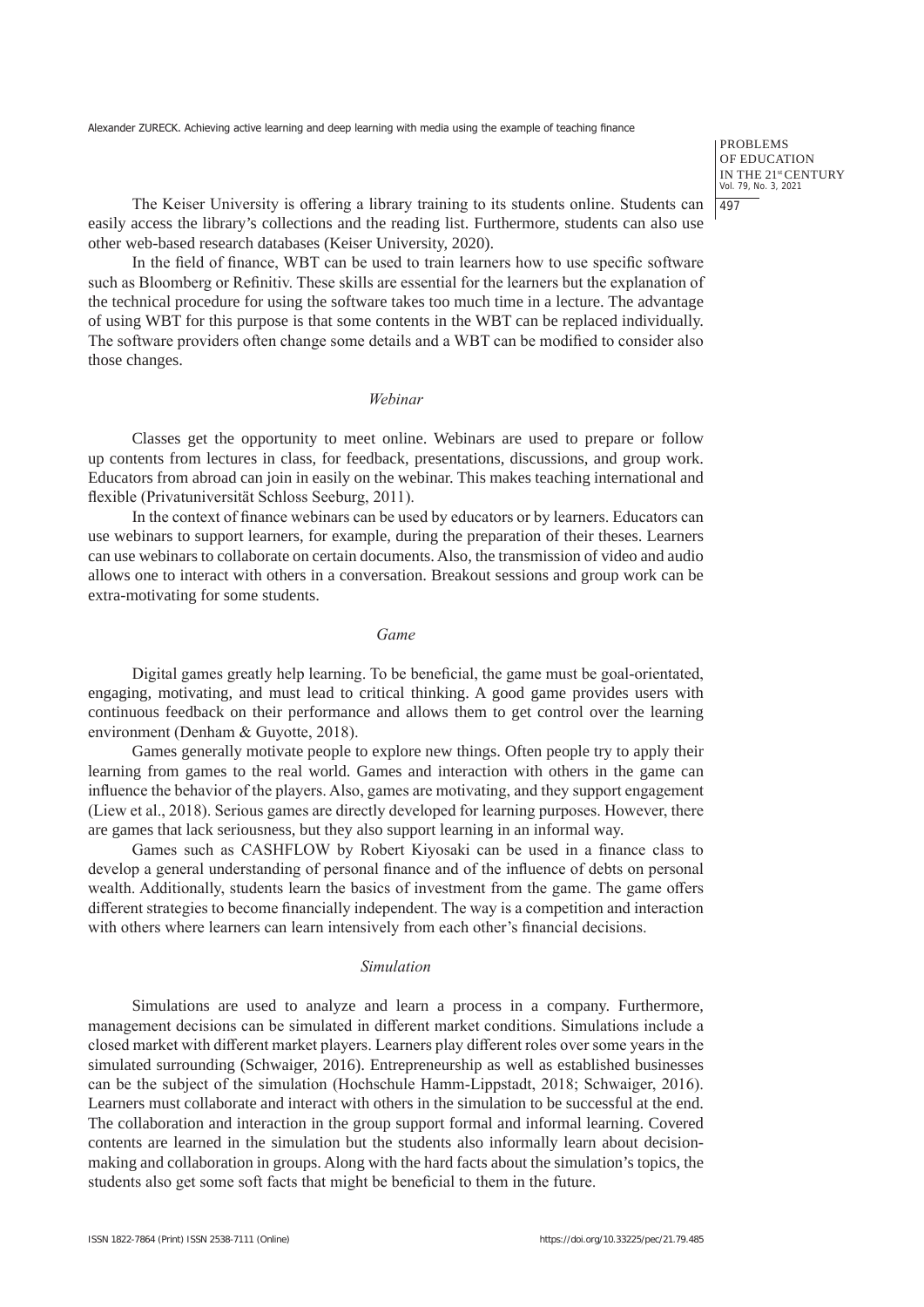The Keiser University is offering a library training to its students online. Students can easily access the library's collections and the reading list. Furthermore, students can also use other web-based research databases (Keiser University, 2020).

In the field of finance, WBT can be used to train learners how to use specific software such as Bloomberg or Refinitiv. These skills are essential for the learners but the explanation of the technical procedure for using the software takes too much time in a lecture. The advantage of using WBT for this purpose is that some contents in the WBT can be replaced individually. The software providers often change some details and a WBT can be modified to consider also those changes.

### *Webinar*

Classes get the opportunity to meet online. Webinars are used to prepare or follow up contents from lectures in class, for feedback, presentations, discussions, and group work. Educators from abroad can join in easily on the webinar. This makes teaching international and flexible (Privatuniversität Schloss Seeburg, 2011).

In the context of finance webinars can be used by educators or by learners. Educators can use webinars to support learners, for example, during the preparation of their theses. Learners can use webinars to collaborate on certain documents. Also, the transmission of video and audio allows one to interact with others in a conversation. Breakout sessions and group work can be extra-motivating for some students.

### *Game*

Digital games greatly help learning. To be beneficial, the game must be goal-orientated, engaging, motivating, and must lead to critical thinking. A good game provides users with continuous feedback on their performance and allows them to get control over the learning environment (Denham & Guyotte, 2018).

Games generally motivate people to explore new things. Often people try to apply their learning from games to the real world. Games and interaction with others in the game can influence the behavior of the players. Also, games are motivating, and they support engagement (Liew et al., 2018). Serious games are directly developed for learning purposes. However, there are games that lack seriousness, but they also support learning in an informal way.

Games such as CASHFLOW by Robert Kiyosaki can be used in a finance class to develop a general understanding of personal finance and of the influence of debts on personal wealth. Additionally, students learn the basics of investment from the game. The game offers different strategies to become financially independent. The way is a competition and interaction with others where learners can learn intensively from each other's financial decisions.

### *Simulation*

Simulations are used to analyze and learn a process in a company. Furthermore, management decisions can be simulated in different market conditions. Simulations include a closed market with different market players. Learners play different roles over some years in the simulated surrounding (Schwaiger, 2016). Entrepreneurship as well as established businesses can be the subject of the simulation (Hochschule Hamm-Lippstadt, 2018; Schwaiger, 2016). Learners must collaborate and interact with others in the simulation to be successful at the end. The collaboration and interaction in the group support formal and informal learning. Covered contents are learned in the simulation but the students also informally learn about decision-making and collaboration in groups. Along with the hard facts about the simulation's topics, the students also get some soft facts that might be beneficial to them in the future.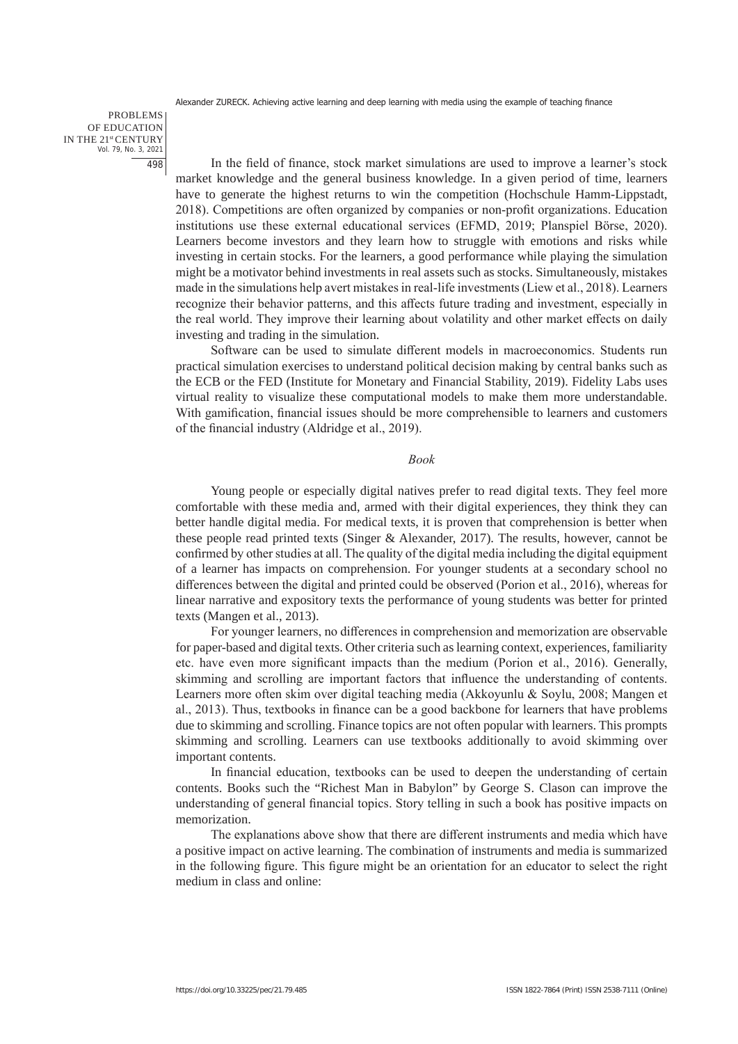In the field of finance, stock market simulations are used to improve a learner's stock market knowledge and the general business knowledge. In a given period of time, learners have to generate the highest returns to win the competition (Hochschule Hamm-Lippstadt, 2018). Competitions are often organized by companies or non-profit organizations. Education institutions use these external educational services (EFMD, 2019; Planspiel Börse, 2020). Learners become investors and they learn how to struggle with emotions and risks while investing in certain stocks. For the learners, a good performance while playing the simulation might be a motivator behind investments in real assets such as stocks. Simultaneously, mistakes made in the simulations help avert mistakes in real-life investments (Liew et al., 2018). Learners recognize their behavior patterns, and this affects future trading and investment, especially in the real world. They improve their learning about volatility and other market effects on daily investing and trading in the simulation.

Software can be used to simulate different models in macroeconomics. Students run practical simulation exercises to understand political decision making by central banks such as the ECB or the FED (Institute for Monetary and Financial Stability, 2019). Fidelity Labs uses virtual reality to visualize these computational models to make them more understandable. With gamification, financial issues should be more comprehensible to learners and customers of the financial industry (Aldridge et al., 2019).

*Book*

Young people or especially digital natives prefer to read digital texts. They feel more comfortable with these media and, armed with their digital experiences, they think they can better handle digital media. For medical texts, it is proven that comprehension is better when these people read printed texts (Singer & Alexander, 2017). The results, however, cannot be confirmed by other studies at all. The quality of the digital media including the digital equipment of a learner has impacts on comprehension. For younger students at a secondary school no differences between the digital and printed could be observed (Porion et al., 2016), whereas for linear narrative and expository texts the performance of young students was better for printed texts (Mangen et al., 2013).

For younger learners, no differences in comprehension and memorization are observable for paper-based and digital texts. Other criteria such as learning context, experiences, familiarity etc. have even more significant impacts than the medium (Porion et al., 2016). Generally, skimming and scrolling are important factors that influence the understanding of contents. Learners more often skim over digital teaching media (Akkoyunlu & Soylu, 2008; Mangen et al., 2013). Thus, textbooks in finance can be a good backbone for learners that have problems due to skimming and scrolling. Finance topics are not often popular with learners. This prompts skimming and scrolling. Learners can use textbooks additionally to avoid skimming over important contents.

In financial education, textbooks can be used to deepen the understanding of certain contents. Books such the "Richest Man in Babylon" by George S. Clason can improve the understanding of general financial topics. Story telling in such a book has positive impacts on memorization.

The explanations above show that there are different instruments and media which have a positive impact on active learning. The combination of instruments and media is summarized in the following figure. This figure might be an orientation for an educator to select the right medium in class and online: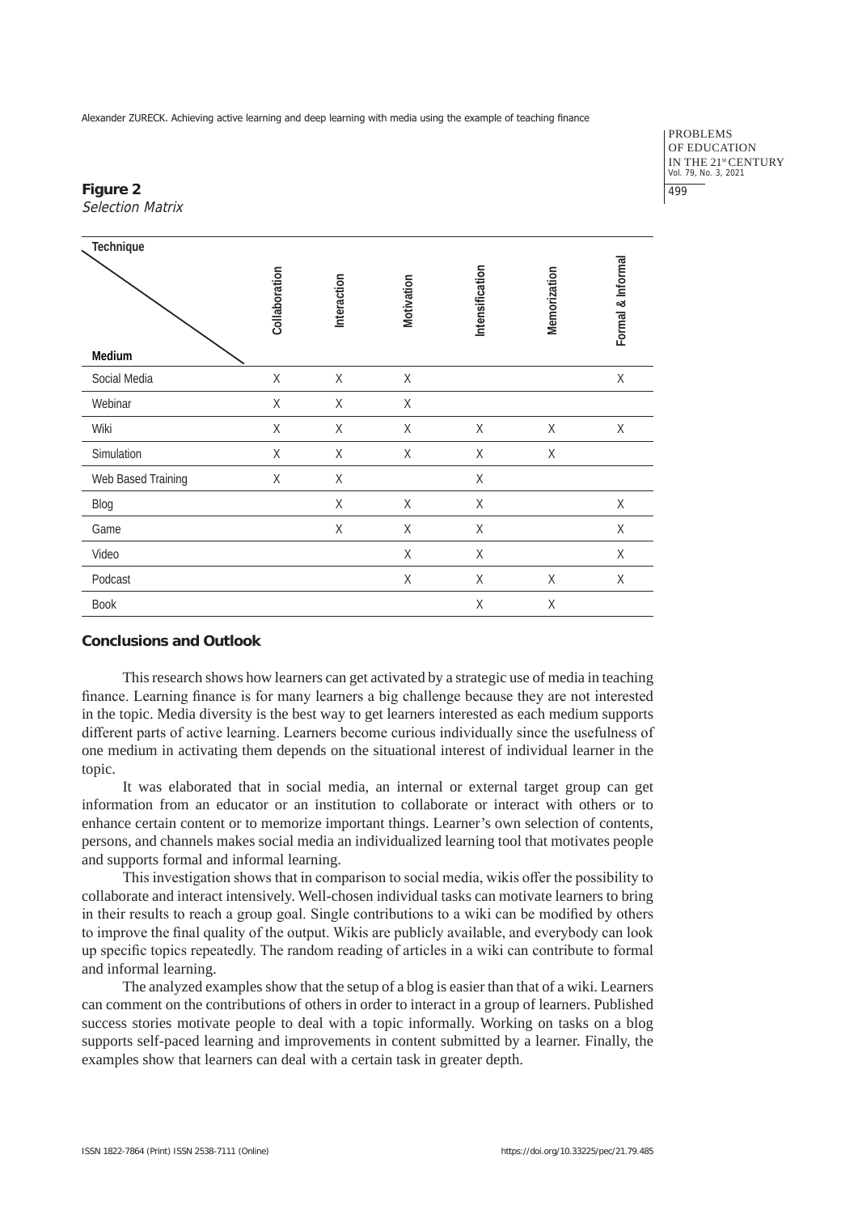**Figure 2**

*Selection Matrix*

| Technique / Medium | Collaboration | Interaction | Motivation | Intensification | Memorization | Formal & Informal |
|---|---|---|---|---|---|---|
| Social Media | X | X | X | | | X |
| Webinar | X | X | X | | | |
| Wiki | X | X | X | X | X | X |
| Simulation | X | X | X | X | X | |
| Web Based Training | X | X | | X | | |
| Blog | | X | X | X | | X |
| Game | | X | X | X | | X |
| Video | | | X | X | | X |
| Podcast | | | X | X | X | X |
| Book | | | | X | X | |

## Conclusions and Outlook

This research shows how learners can get activated by a strategic use of media in teaching finance. Learning finance is for many learners a big challenge because they are not interested in the topic. Media diversity is the best way to get learners interested as each medium supports different parts of active learning. Learners become curious individually since the usefulness of one medium in activating them depends on the situational interest of individual learner in the topic.

It was elaborated that in social media, an internal or external target group can get information from an educator or an institution to collaborate or interact with others or to enhance certain content or to memorize important things. Learner's own selection of contents, persons, and channels makes social media an individualized learning tool that motivates people and supports formal and informal learning.

This investigation shows that in comparison to social media, wikis offer the possibility to collaborate and interact intensively. Well-chosen individual tasks can motivate learners to bring in their results to reach a group goal. Single contributions to a wiki can be modified by others to improve the final quality of the output. Wikis are publicly available, and everybody can look up specific topics repeatedly. The random reading of articles in a wiki can contribute to formal and informal learning.

The analyzed examples show that the setup of a blog is easier than that of a wiki. Learners can comment on the contributions of others in order to interact in a group of learners. Published success stories motivate people to deal with a topic informally. Working on tasks on a blog supports self-paced learning and improvements in content submitted by a learner. Finally, the examples show that learners can deal with a certain task in greater depth.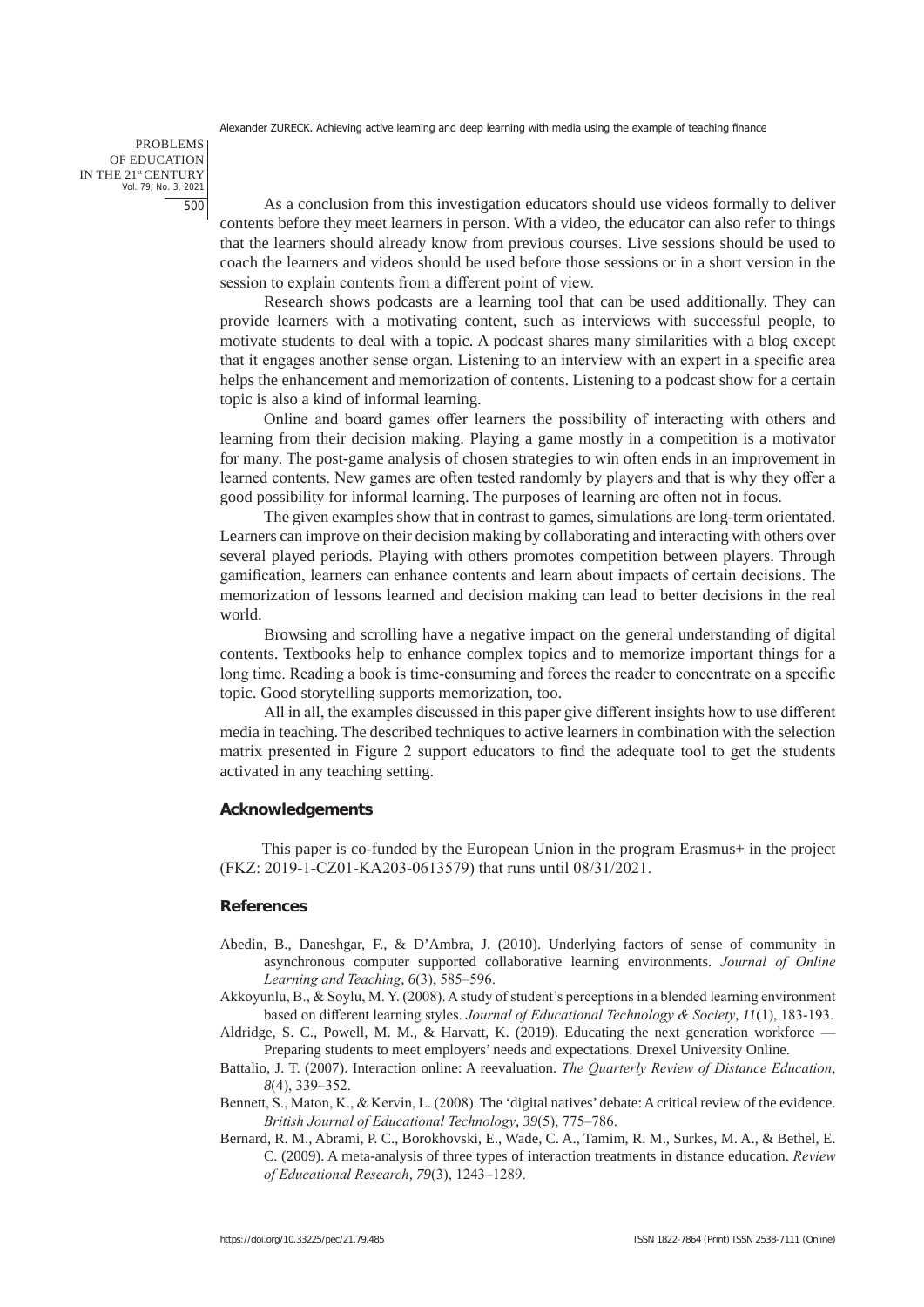As a conclusion from this investigation educators should use videos formally to deliver contents before they meet learners in person. With a video, the educator can also refer to things that the learners should already know from previous courses. Live sessions should be used to coach the learners and videos should be used before those sessions or in a short version in the session to explain contents from a different point of view.

Research shows podcasts are a learning tool that can be used additionally. They can provide learners with a motivating content, such as interviews with successful people, to motivate students to deal with a topic. A podcast shares many similarities with a blog except that it engages another sense organ. Listening to an interview with an expert in a specific area helps the enhancement and memorization of contents. Listening to a podcast show for a certain topic is also a kind of informal learning.

Online and board games offer learners the possibility of interacting with others and learning from their decision making. Playing a game mostly in a competition is a motivator for many. The post-game analysis of chosen strategies to win often ends in an improvement in learned contents. New games are often tested randomly by players and that is why they offer a good possibility for informal learning. The purposes of learning are often not in focus.

The given examples show that in contrast to games, simulations are long-term orientated. Learners can improve on their decision making by collaborating and interacting with others over several played periods. Playing with others promotes competition between players. Through gamification, learners can enhance contents and learn about impacts of certain decisions. The memorization of lessons learned and decision making can lead to better decisions in the real world.

Browsing and scrolling have a negative impact on the general understanding of digital contents. Textbooks help to enhance complex topics and to memorize important things for a long time. Reading a book is time-consuming and forces the reader to concentrate on a specific topic. Good storytelling supports memorization, too.

All in all, the examples discussed in this paper give different insights how to use different media in teaching. The described techniques to active learners in combination with the selection matrix presented in Figure 2 support educators to find the adequate tool to get the students activated in any teaching setting.

## Acknowledgements

This paper is co-funded by the European Union in the program Erasmus+ in the project (FKZ: 2019-1-CZ01-KA203-0613579) that runs until 08/31/2021.

## References

Abedin, B., Daneshgar, F., & D'Ambra, J. (2010). Underlying factors of sense of community in asynchronous computer supported collaborative learning environments. *Journal of Online Learning and Teaching*, *6*(3), 585–596.

Akkoyunlu, B., & Soylu, M. Y. (2008). A study of student's perceptions in a blended learning environment based on different learning styles. *Journal of Educational Technology & Society*, *11*(1), 183-193.

Aldridge, S. C., Powell, M. M., & Harvatt, K. (2019). Educating the next generation workforce — Preparing students to meet employers' needs and expectations. Drexel University Online.

Battalio, J. T. (2007). Interaction online: A reevaluation. *The Quarterly Review of Distance Education*, *8*(4), 339–352.

Bennett, S., Maton, K., & Kervin, L. (2008). The 'digital natives' debate: A critical review of the evidence. *British Journal of Educational Technology*, *39*(5), 775–786.

Bernard, R. M., Abrami, P. C., Borokhovski, E., Wade, C. A., Tamim, R. M., Surkes, M. A., & Bethel, E. C. (2009). A meta-analysis of three types of interaction treatments in distance education. *Review of Educational Research*, *79*(3), 1243–1289.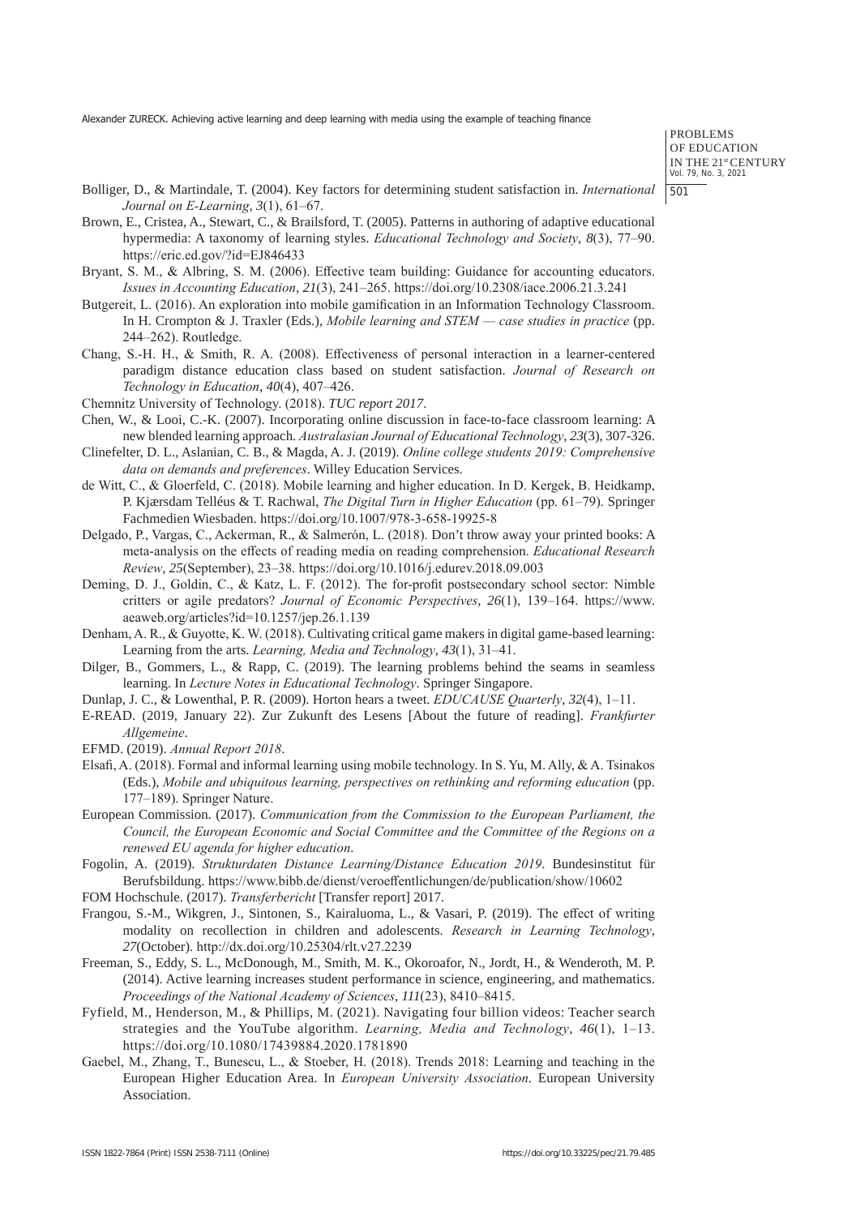Bolliger, D., & Martindale, T. (2004). Key factors for determining student satisfaction in. *International Journal on E-Learning*, *3*(1), 61–67.

Brown, E., Cristea, A., Stewart, C., & Brailsford, T. (2005). Patterns in authoring of adaptive educational hypermedia: A taxonomy of learning styles. *Educational Technology and Society*, *8*(3), 77–90. https://eric.ed.gov/?id=EJ846433

Bryant, S. M., & Albring, S. M. (2006). Effective team building: Guidance for accounting educators. *Issues in Accounting Education*, *21*(3), 241–265. https://doi.org/10.2308/iace.2006.21.3.241

Butgereit, L. (2016). An exploration into mobile gamification in an Information Technology Classroom. In H. Crompton & J. Traxler (Eds.), *Mobile learning and STEM — case studies in practice* (pp. 244–262). Routledge.

Chang, S.-H. H., & Smith, R. A. (2008). Effectiveness of personal interaction in a learner-centered paradigm distance education class based on student satisfaction. *Journal of Research on Technology in Education*, *40*(4), 407–426.

Chemnitz University of Technology. (2018). *TUC report 2017*.

Chen, W., & Looi, C.-K. (2007). Incorporating online discussion in face-to-face classroom learning: A new blended learning approach. *Australasian Journal of Educational Technology*, *23*(3), 307-326.

Clinefelter, D. L., Aslanian, C. B., & Magda, A. J. (2019). *Online college students 2019: Comprehensive data on demands and preferences*. Willey Education Services.

de Witt, C., & Gloerfeld, C. (2018). Mobile learning and higher education. In D. Kergek, B. Heidkamp, P. Kjærsdam Telléus & T. Rachwal, *The Digital Turn in Higher Education* (pp. 61–79). Springer Fachmedien Wiesbaden. https://doi.org/10.1007/978-3-658-19925-8

Delgado, P., Vargas, C., Ackerman, R., & Salmerón, L. (2018). Don't throw away your printed books: A meta-analysis on the effects of reading media on reading comprehension. *Educational Research Review*, *25*(September), 23–38. https://doi.org/10.1016/j.edurev.2018.09.003

Deming, D. J., Goldin, C., & Katz, L. F. (2012). The for-profit postsecondary school sector: Nimble critters or agile predators? *Journal of Economic Perspectives*, *26*(1), 139–164. https://www.aeaweb.org/articles?id=10.1257/jep.26.1.139

Denham, A. R., & Guyotte, K. W. (2018). Cultivating critical game makers in digital game-based learning: Learning from the arts. *Learning, Media and Technology*, *43*(1), 31–41.

Dilger, B., Gommers, L., & Rapp, C. (2019). The learning problems behind the seams in seamless learning. In *Lecture Notes in Educational Technology*. Springer Singapore.

Dunlap, J. C., & Lowenthal, P. R. (2009). Horton hears a tweet. *EDUCAUSE Quarterly*, *32*(4), 1–11.

E-READ. (2019, January 22). Zur Zukunft des Lesens [About the future of reading]. *Frankfurter Allgemeine*.

EFMD. (2019). *Annual Report 2018*.

Elsafi, A. (2018). Formal and informal learning using mobile technology. In S. Yu, M. Ally, & A. Tsinakos (Eds.), *Mobile and ubiquitous learning, perspectives on rethinking and reforming education* (pp. 177–189). Springer Nature.

European Commission. (2017). *Communication from the Commission to the European Parliament, the Council, the European Economic and Social Committee and the Committee of the Regions on a renewed EU agenda for higher education*.

Fogolin, A. (2019). *Strukturdaten Distance Learning/Distance Education 2019*. Bundesinstitut für Berufsbildung. https://www.bibb.de/dienst/veroeffentlichungen/de/publication/show/10602

FOM Hochschule. (2017). *Transferbericht* [Transfer report] 2017.

Frangou, S.-M., Wikgren, J., Sintonen, S., Kairaluoma, L., & Vasari, P. (2019). The effect of writing modality on recollection in children and adolescents. *Research in Learning Technology*, *27*(October). http://dx.doi.org/10.25304/rlt.v27.2239

Freeman, S., Eddy, S. L., McDonough, M., Smith, M. K., Okoroafor, N., Jordt, H., & Wenderoth, M. P. (2014). Active learning increases student performance in science, engineering, and mathematics. *Proceedings of the National Academy of Sciences*, *111*(23), 8410–8415.

Fyfield, M., Henderson, M., & Phillips, M. (2021). Navigating four billion videos: Teacher search strategies and the YouTube algorithm. *Learning, Media and Technology*, *46*(1), 1–13. https://doi.org/10.1080/17439884.2020.1781890

Gaebel, M., Zhang, T., Bunescu, L., & Stoeber, H. (2018). Trends 2018: Learning and teaching in the European Higher Education Area. In *European University Association*. European University Association.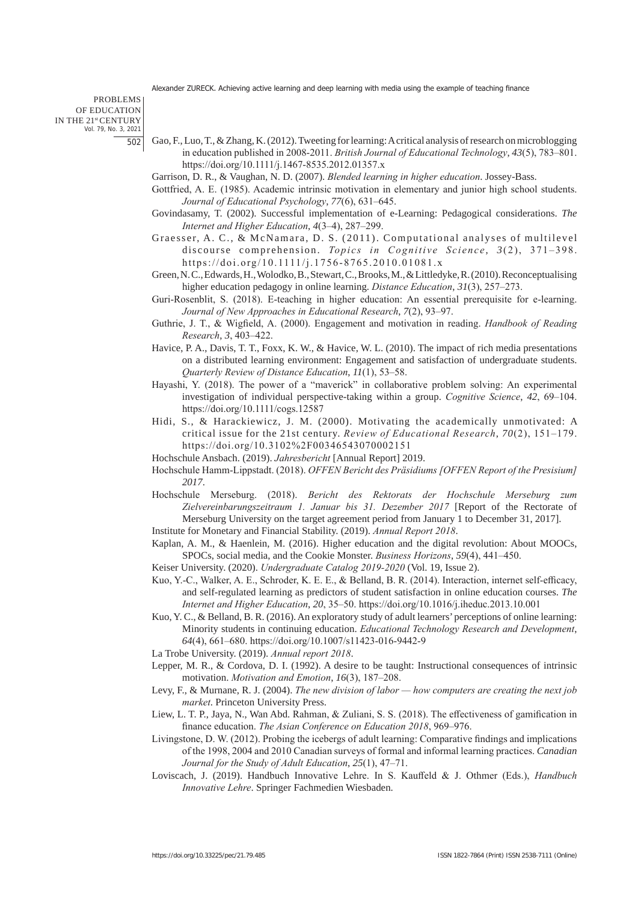Gao, F., Luo, T., & Zhang, K. (2012). Tweeting for learning: A critical analysis of research on microblogging in education published in 2008-2011. *British Journal of Educational Technology*, *43*(5), 783–801. https://doi.org/10.1111/j.1467-8535.2012.01357.x

Garrison, D. R., & Vaughan, N. D. (2007). *Blended learning in higher education*. Jossey-Bass.

Gottfried, A. E. (1985). Academic intrinsic motivation in elementary and junior high school students. *Journal of Educational Psychology*, *77*(6), 631–645.

Govindasamy, T. (2002). Successful implementation of e-Learning: Pedagogical considerations. *The Internet and Higher Education*, *4*(3–4), 287–299.

Graesser, A. C., & McNamara, D. S. (2011). Computational analyses of multilevel discourse comprehension. *Topics in Cognitive Science*, *3*(2), 371–398. https://doi.org/10.1111/j.1756-8765.2010.01081.x

Green, N. C., Edwards, H., Wolodko, B., Stewart, C., Brooks, M., & Littledyke, R. (2010). Reconceptualising higher education pedagogy in online learning. *Distance Education*, *31*(3), 257–273.

Guri-Rosenblit, S. (2018). E-teaching in higher education: An essential prerequisite for e-learning. *Journal of New Approaches in Educational Research*, *7*(2), 93–97.

Guthrie, J. T., & Wigfield, A. (2000). Engagement and motivation in reading. *Handbook of Reading Research*, *3*, 403–422.

Havice, P. A., Davis, T. T., Foxx, K. W., & Havice, W. L. (2010). The impact of rich media presentations on a distributed learning environment: Engagement and satisfaction of undergraduate students. *Quarterly Review of Distance Education*, *11*(1), 53–58.

Hayashi, Y. (2018). The power of a "maverick" in collaborative problem solving: An experimental investigation of individual perspective-taking within a group. *Cognitive Science*, *42*, 69–104. https://doi.org/10.1111/cogs.12587

Hidi, S., & Harackiewicz, J. M. (2000). Motivating the academically unmotivated: A critical issue for the 21st century. *Review of Educational Research*, *70*(2), 151–179. https://doi.org/10.3102%2F00346543070002151

Hochschule Ansbach. (2019). *Jahresbericht* [Annual Report] 2019.

Hochschule Hamm-Lippstadt. (2018). *OFFEN Bericht des Präsidiums [OFFEN Report of the Presisium] 2017*.

Hochschule Merseburg. (2018). *Bericht des Rektorats der Hochschule Merseburg zum Zielvereinbarungszeitraum 1. Januar bis 31. Dezember 2017* [Report of the Rectorate of Merseburg University on the target agreement period from January 1 to December 31, 2017].

Institute for Monetary and Financial Stability. (2019). *Annual Report 2018*.

Kaplan, A. M., & Haenlein, M. (2016). Higher education and the digital revolution: About MOOCs, SPOCs, social media, and the Cookie Monster. *Business Horizons*, *59*(4), 441–450.

Keiser University. (2020). *Undergraduate Catalog 2019-2020* (Vol. 19, Issue 2).

Kuo, Y.-C., Walker, A. E., Schroder, K. E. E., & Belland, B. R. (2014). Interaction, internet self-efficacy, and self-regulated learning as predictors of student satisfaction in online education courses. *The Internet and Higher Education*, *20*, 35–50. https://doi.org/10.1016/j.iheduc.2013.10.001

Kuo, Y. C., & Belland, B. R. (2016). An exploratory study of adult learners' perceptions of online learning: Minority students in continuing education. *Educational Technology Research and Development*, *64*(4), 661–680. https://doi.org/10.1007/s11423-016-9442-9

La Trobe University. (2019). *Annual report 2018*.

Lepper, M. R., & Cordova, D. I. (1992). A desire to be taught: Instructional consequences of intrinsic motivation. *Motivation and Emotion*, *16*(3), 187–208.

Levy, F., & Murnane, R. J. (2004). *The new division of labor — how computers are creating the next job market*. Princeton University Press.

Liew, L. T. P., Jaya, N., Wan Abd. Rahman, & Zuliani, S. S. (2018). The effectiveness of gamification in finance education. *The Asian Conference on Education 2018*, 969–976.

Livingstone, D. W. (2012). Probing the icebergs of adult learning: Comparative findings and implications of the 1998, 2004 and 2010 Canadian surveys of formal and informal learning practices. *Canadian Journal for the Study of Adult Education*, *25*(1), 47–71.

Loviscach, J. (2019). Handbuch Innovative Lehre. In S. Kauffeld & J. Othmer (Eds.), *Handbuch Innovative Lehre*. Springer Fachmedien Wiesbaden.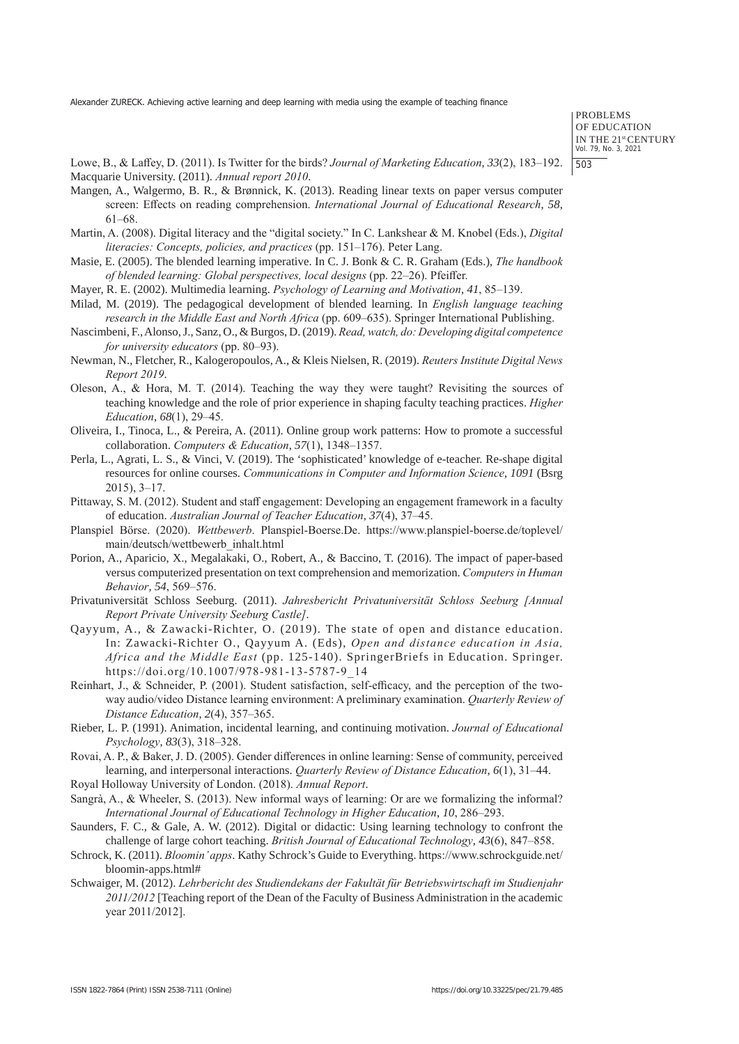Lowe, B., & Laffey, D. (2011). Is Twitter for the birds? *Journal of Marketing Education*, *33*(2), 183–192.

Macquarie University. (2011). *Annual report 2010*.

Mangen, A., Walgermo, B. R., & Brønnick, K. (2013). Reading linear texts on paper versus computer screen: Effects on reading comprehension. *International Journal of Educational Research*, *58*, 61–68.

Martin, A. (2008). Digital literacy and the "digital society." In C. Lankshear & M. Knobel (Eds.), *Digital literacies: Concepts, policies, and practices* (pp. 151–176). Peter Lang.

Masie, E. (2005). The blended learning imperative. In C. J. Bonk & C. R. Graham (Eds.), *The handbook of blended learning: Global perspectives, local designs* (pp. 22–26). Pfeiffer.

Mayer, R. E. (2002). Multimedia learning. *Psychology of Learning and Motivation*, *41*, 85–139.

Milad, M. (2019). The pedagogical development of blended learning. In *English language teaching research in the Middle East and North Africa* (pp. 609–635). Springer International Publishing.

Nascimbeni, F., Alonso, J., Sanz, O., & Burgos, D. (2019). *Read, watch, do: Developing digital competence for university educators* (pp. 80–93).

Newman, N., Fletcher, R., Kalogeropoulos, A., & Kleis Nielsen, R. (2019). *Reuters Institute Digital News Report 2019*.

Oleson, A., & Hora, M. T. (2014). Teaching the way they were taught? Revisiting the sources of teaching knowledge and the role of prior experience in shaping faculty teaching practices. *Higher Education*, *68*(1), 29–45.

Oliveira, I., Tinoca, L., & Pereira, A. (2011). Online group work patterns: How to promote a successful collaboration. *Computers & Education*, *57*(1), 1348–1357.

Perla, L., Agrati, L. S., & Vinci, V. (2019). The 'sophisticated' knowledge of e-teacher. Re-shape digital resources for online courses. *Communications in Computer and Information Science*, *1091* (Bsrg 2015), 3–17.

Pittaway, S. M. (2012). Student and staff engagement: Developing an engagement framework in a faculty of education. *Australian Journal of Teacher Education*, *37*(4), 37–45.

Planspiel Börse. (2020). *Wettbewerb*. Planspiel-Boerse.De. https://www.planspiel-boerse.de/toplevel/main/deutsch/wettbewerb_inhalt.html

Porion, A., Aparicio, X., Megalakaki, O., Robert, A., & Baccino, T. (2016). The impact of paper-based versus computerized presentation on text comprehension and memorization. *Computers in Human Behavior*, *54*, 569–576.

Privatuniversität Schloss Seeburg. (2011). *Jahresbericht Privatuniversität Schloss Seeburg [Annual Report Private University Seeburg Castle]*.

Qayyum, A., & Zawacki-Richter, O. (2019). The state of open and distance education. In: Zawacki-Richter O., Qayyum A. (Eds), *Open and distance education in Asia, Africa and the Middle East* (pp. 125-140). SpringerBriefs in Education. Springer. https://doi.org/10.1007/978-981-13-5787-9_14

Reinhart, J., & Schneider, P. (2001). Student satisfaction, self-efficacy, and the perception of the two-way audio/video Distance learning environment: A preliminary examination. *Quarterly Review of Distance Education*, *2*(4), 357–365.

Rieber, L. P. (1991). Animation, incidental learning, and continuing motivation. *Journal of Educational Psychology*, *83*(3), 318–328.

Rovai, A. P., & Baker, J. D. (2005). Gender differences in online learning: Sense of community, perceived learning, and interpersonal interactions. *Quarterly Review of Distance Education*, *6*(1), 31–44.

Royal Holloway University of London. (2018). *Annual Report*.

Sangrà, A., & Wheeler, S. (2013). New informal ways of learning: Or are we formalizing the informal? *International Journal of Educational Technology in Higher Education*, *10*, 286–293.

Saunders, F. C., & Gale, A. W. (2012). Digital or didactic: Using learning technology to confront the challenge of large cohort teaching. *British Journal of Educational Technology*, *43*(6), 847–858.

Schrock, K. (2011). *Bloomin' apps*. Kathy Schrock's Guide to Everything. https://www.schrockguide.net/bloomin-apps.html#

Schwaiger, M. (2012). *Lehrbericht des Studiendekans der Fakultät für Betriebswirtschaft im Studienjahr 2011/2012* [Teaching report of the Dean of the Faculty of Business Administration in the academic year 2011/2012].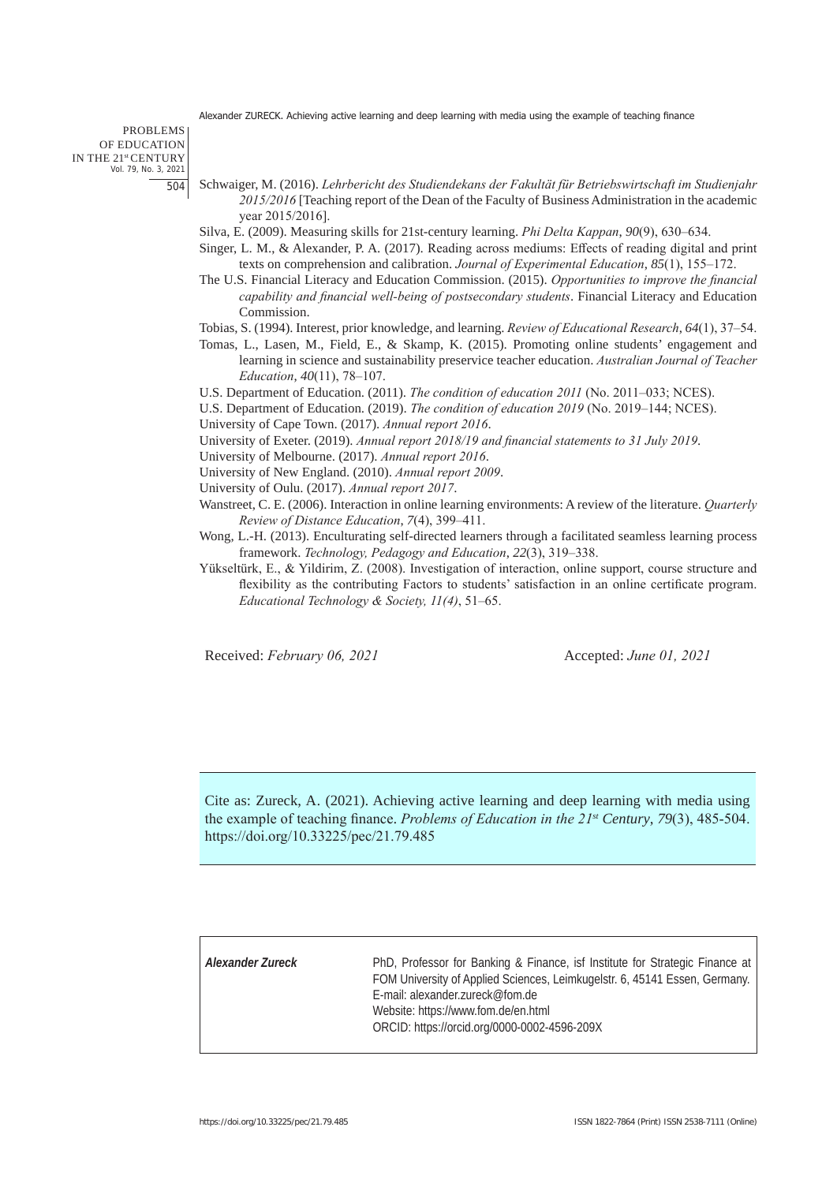Schwaiger, M. (2016). *Lehrbericht des Studiendekans der Fakultät für Betriebswirtschaft im Studienjahr 2015/2016* [Teaching report of the Dean of the Faculty of Business Administration in the academic year 2015/2016].

Silva, E. (2009). Measuring skills for 21st-century learning. *Phi Delta Kappan*, *90*(9), 630–634.

Singer, L. M., & Alexander, P. A. (2017). Reading across mediums: Effects of reading digital and print texts on comprehension and calibration. *Journal of Experimental Education*, *85*(1), 155–172.

The U.S. Financial Literacy and Education Commission. (2015). *Opportunities to improve the financial capability and financial well-being of postsecondary students*. Financial Literacy and Education Commission.

Tobias, S. (1994). Interest, prior knowledge, and learning. *Review of Educational Research*, *64*(1), 37–54.

Tomas, L., Lasen, M., Field, E., & Skamp, K. (2015). Promoting online students' engagement and learning in science and sustainability preservice teacher education. *Australian Journal of Teacher Education*, *40*(11), 78–107.

U.S. Department of Education. (2011). *The condition of education 2011* (No. 2011–033; NCES).

U.S. Department of Education. (2019). *The condition of education 2019* (No. 2019–144; NCES).

University of Cape Town. (2017). *Annual report 2016*.

University of Exeter. (2019). *Annual report 2018/19 and financial statements to 31 July 2019*.

University of Melbourne. (2017). *Annual report 2016*.

University of New England. (2010). *Annual report 2009*.

University of Oulu. (2017). *Annual report 2017*.

Wanstreet, C. E. (2006). Interaction in online learning environments: A review of the literature. *Quarterly Review of Distance Education*, *7*(4), 399–411.

Wong, L.-H. (2013). Enculturating self-directed learners through a facilitated seamless learning process framework. *Technology, Pedagogy and Education*, *22*(3), 319–338.

Yükseltürk, E., & Yildirim, Z. (2008). Investigation of interaction, online support, course structure and flexibility as the contributing Factors to students' satisfaction in an online certificate program. *Educational Technology & Society, 11(4)*, 51–65.

Received: *February 06, 2021* Accepted: *June 01, 2021*

Cite as: Zureck, A. (2021). Achieving active learning and deep learning with media using the example of teaching finance. *Problems of Education in the 21st Century*, *79*(3), 485-504. https://doi.org/10.33225/pec/21.79.485

| | |
|---|---|
| ***Alexander Zureck*** | PhD, Professor for Banking & Finance, isf Institute for Strategic Finance at FOM University of Applied Sciences, Leimkugelstr. 6, 45141 Essen, Germany. E-mail: alexander.zureck@fom.de Website: https://www.fom.de/en.html ORCID: https://orcid.org/0000-0002-4596-209X |